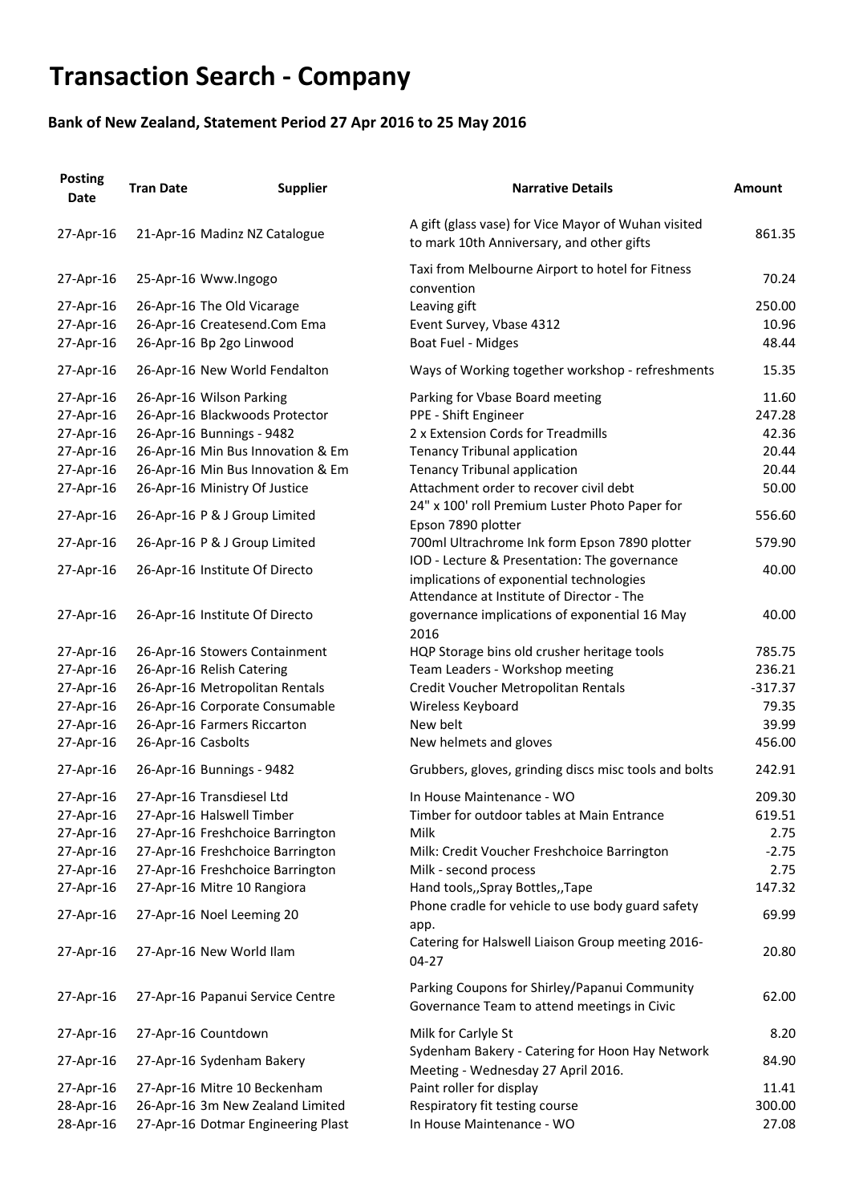# Transaction Search - Company

## Bank of New Zealand, Statement Period 27 Apr 2016 to 25 May 2016

| Posting Date | Tran Date | Supplier | Narrative Details | Amount |
|---|---|---|---|---|
| 27-Apr-16 | 21-Apr-16 | Madinz NZ Catalogue | A gift (glass vase) for Vice Mayor of Wuhan visited to mark 10th Anniversary, and other gifts | 861.35 |
| 27-Apr-16 | 25-Apr-16 | Www.Ingogo | Taxi from Melbourne Airport to hotel for Fitness convention | 70.24 |
| 27-Apr-16 | 26-Apr-16 | The Old Vicarage | Leaving gift | 250.00 |
| 27-Apr-16 | 26-Apr-16 | Createsend.Com Ema | Event Survey, Vbase 4312 | 10.96 |
| 27-Apr-16 | 26-Apr-16 | Bp 2go Linwood | Boat Fuel - Midges | 48.44 |
| 27-Apr-16 | 26-Apr-16 | New World Fendalton | Ways of Working together workshop - refreshments | 15.35 |
| 27-Apr-16 | 26-Apr-16 | Wilson Parking | Parking for Vbase Board meeting | 11.60 |
| 27-Apr-16 | 26-Apr-16 | Blackwoods Protector | PPE - Shift Engineer | 247.28 |
| 27-Apr-16 | 26-Apr-16 | Bunnings - 9482 | 2 x Extension Cords for Treadmills | 42.36 |
| 27-Apr-16 | 26-Apr-16 | Min Bus Innovation & Em | Tenancy Tribunal application | 20.44 |
| 27-Apr-16 | 26-Apr-16 | Min Bus Innovation & Em | Tenancy Tribunal application | 20.44 |
| 27-Apr-16 | 26-Apr-16 | Ministry Of Justice | Attachment order to recover civil debt | 50.00 |
| 27-Apr-16 | 26-Apr-16 | P & J Group Limited | 24" x 100' roll Premium Luster Photo Paper for Epson 7890 plotter | 556.60 |
| 27-Apr-16 | 26-Apr-16 | P & J Group Limited | 700ml Ultrachrome Ink form Epson 7890 plotter | 579.90 |
| 27-Apr-16 | 26-Apr-16 | Institute Of Directo | IOD - Lecture & Presentation: The governance implications of exponential technologies | 40.00 |
| 27-Apr-16 | 26-Apr-16 | Institute Of Directo | Attendance at Institute of Director - The governance implications of exponential 16 May 2016 | 40.00 |
| 27-Apr-16 | 26-Apr-16 | Stowers Containment | HQP Storage bins old crusher heritage tools | 785.75 |
| 27-Apr-16 | 26-Apr-16 | Relish Catering | Team Leaders - Workshop meeting | 236.21 |
| 27-Apr-16 | 26-Apr-16 | Metropolitan Rentals | Credit Voucher Metropolitan Rentals | -317.37 |
| 27-Apr-16 | 26-Apr-16 | Corporate Consumable | Wireless Keyboard | 79.35 |
| 27-Apr-16 | 26-Apr-16 | Farmers Riccarton | New belt | 39.99 |
| 27-Apr-16 | 26-Apr-16 | Casbolts | New helmets and gloves | 456.00 |
| 27-Apr-16 | 26-Apr-16 | Bunnings - 9482 | Grubbers, gloves, grinding discs misc tools and bolts | 242.91 |
| 27-Apr-16 | 27-Apr-16 | Transdiesel Ltd | In House Maintenance - WO | 209.30 |
| 27-Apr-16 | 27-Apr-16 | Halswell Timber | Timber for outdoor tables at Main Entrance | 619.51 |
| 27-Apr-16 | 27-Apr-16 | Freshchoice Barrington | Milk | 2.75 |
| 27-Apr-16 | 27-Apr-16 | Freshchoice Barrington | Milk: Credit Voucher Freshchoice Barrington | -2.75 |
| 27-Apr-16 | 27-Apr-16 | Freshchoice Barrington | Milk - second process | 2.75 |
| 27-Apr-16 | 27-Apr-16 | Mitre 10 Rangiora | Hand tools,,Spray Bottles,,Tape | 147.32 |
| 27-Apr-16 | 27-Apr-16 | Noel Leeming 20 | Phone cradle for vehicle to use body guard safety app. | 69.99 |
| 27-Apr-16 | 27-Apr-16 | New World Ilam | Catering for Halswell Liaison Group meeting 2016-04-27 | 20.80 |
| 27-Apr-16 | 27-Apr-16 | Papanui Service Centre | Parking Coupons for Shirley/Papanui Community Governance Team to attend meetings in Civic | 62.00 |
| 27-Apr-16 | 27-Apr-16 | Countdown | Milk for Carlyle St | 8.20 |
| 27-Apr-16 | 27-Apr-16 | Sydenham Bakery | Sydenham Bakery - Catering for Hoon Hay Network Meeting - Wednesday 27 April 2016. | 84.90 |
| 27-Apr-16 | 27-Apr-16 | Mitre 10 Beckenham | Paint roller for display | 11.41 |
| 28-Apr-16 | 26-Apr-16 | 3m New Zealand Limited | Respiratory fit testing course | 300.00 |
| 28-Apr-16 | 27-Apr-16 | Dotmar Engineering Plast | In House Maintenance - WO | 27.08 |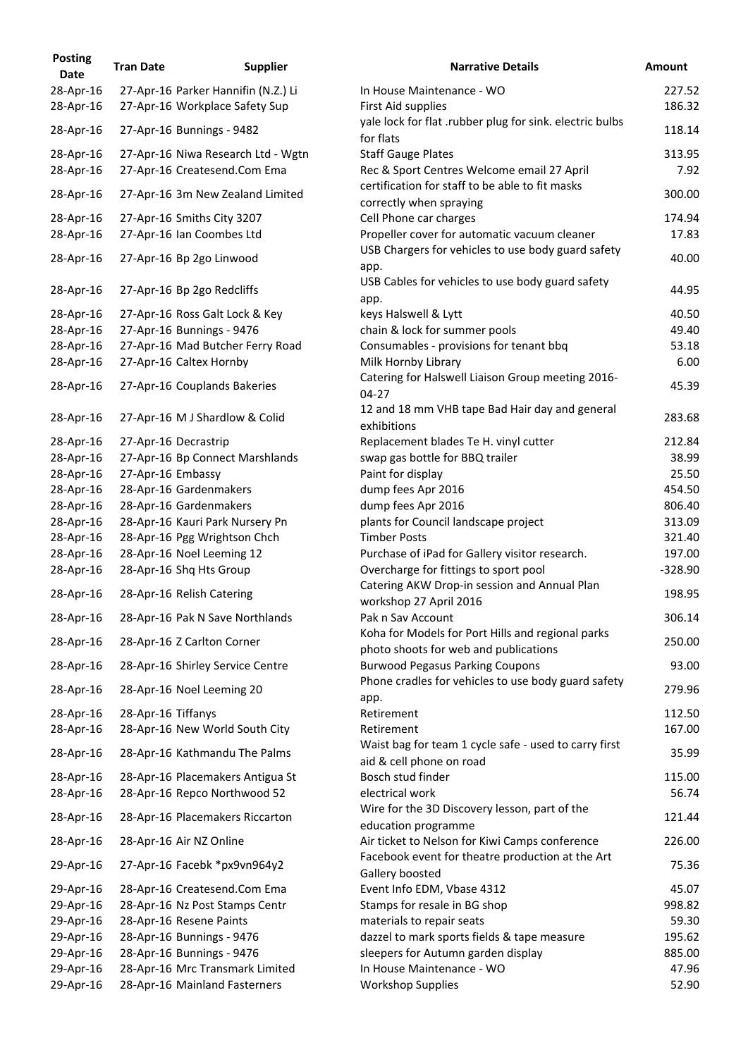| Posting Date | Tran Date | Supplier | Narrative Details | Amount |
|---|---|---|---|---|
| 28-Apr-16 | 27-Apr-16 | Parker Hannifin (N.Z.) Li | In House Maintenance - WO | 227.52 |
| 28-Apr-16 | 27-Apr-16 | Workplace Safety Sup | First Aid supplies | 186.32 |
| 28-Apr-16 | 27-Apr-16 | Bunnings - 9482 | yale lock for flat .rubber plug for sink. electric bulbs for flats | 118.14 |
| 28-Apr-16 | 27-Apr-16 | Niwa Research Ltd - Wgtn | Staff Gauge Plates | 313.95 |
| 28-Apr-16 | 27-Apr-16 | Createsend.Com Ema | Rec & Sport Centres Welcome email 27 April | 7.92 |
| 28-Apr-16 | 27-Apr-16 | 3m New Zealand Limited | certification for staff to be able to fit masks correctly when spraying | 300.00 |
| 28-Apr-16 | 27-Apr-16 | Smiths City 3207 | Cell Phone car charges | 174.94 |
| 28-Apr-16 | 27-Apr-16 | Ian Coombes Ltd | Propeller cover for automatic vacuum cleaner | 17.83 |
| 28-Apr-16 | 27-Apr-16 | Bp 2go Linwood | USB Chargers for vehicles to use body guard safety app. | 40.00 |
| 28-Apr-16 | 27-Apr-16 | Bp 2go Redcliffs | USB Cables for vehicles to use body guard safety app. | 44.95 |
| 28-Apr-16 | 27-Apr-16 | Ross Galt Lock & Key | keys Halswell & Lytt | 40.50 |
| 28-Apr-16 | 27-Apr-16 | Bunnings - 9476 | chain & lock for summer pools | 49.40 |
| 28-Apr-16 | 27-Apr-16 | Mad Butcher Ferry Road | Consumables - provisions for tenant bbq | 53.18 |
| 28-Apr-16 | 27-Apr-16 | Caltex Hornby | Milk Hornby Library | 6.00 |
| 28-Apr-16 | 27-Apr-16 | Couplands Bakeries | Catering for Halswell Liaison Group meeting 2016-04-27 | 45.39 |
| 28-Apr-16 | 27-Apr-16 | M J Shardlow & Colid | 12 and 18 mm VHB tape Bad Hair day and general exhibitions | 283.68 |
| 28-Apr-16 | 27-Apr-16 | Decrastrip | Replacement blades Te H. vinyl cutter | 212.84 |
| 28-Apr-16 | 27-Apr-16 | Bp Connect Marshlands | swap gas bottle for BBQ trailer | 38.99 |
| 28-Apr-16 | 27-Apr-16 | Embassy | Paint for display | 25.50 |
| 28-Apr-16 | 28-Apr-16 | Gardenmakers | dump fees Apr 2016 | 454.50 |
| 28-Apr-16 | 28-Apr-16 | Gardenmakers | dump fees Apr 2016 | 806.40 |
| 28-Apr-16 | 28-Apr-16 | Kauri Park Nursery Pn | plants for Council landscape project | 313.09 |
| 28-Apr-16 | 28-Apr-16 | Pgg Wrightson Chch | Timber Posts | 321.40 |
| 28-Apr-16 | 28-Apr-16 | Noel Leeming 12 | Purchase of iPad for Gallery visitor research. | 197.00 |
| 28-Apr-16 | 28-Apr-16 | Shq Hts Group | Overcharge for fittings to sport pool | -328.90 |
| 28-Apr-16 | 28-Apr-16 | Relish Catering | Catering AKW Drop-in session and Annual Plan workshop 27 April 2016 | 198.95 |
| 28-Apr-16 | 28-Apr-16 | Pak N Save Northlands | Pak n Sav Account | 306.14 |
| 28-Apr-16 | 28-Apr-16 | Z Carlton Corner | Koha for Models for Port Hills and regional parks photo shoots for web and publications | 250.00 |
| 28-Apr-16 | 28-Apr-16 | Shirley Service Centre | Burwood Pegasus Parking Coupons | 93.00 |
| 28-Apr-16 | 28-Apr-16 | Noel Leeming 20 | Phone cradles for vehicles to use body guard safety app. | 279.96 |
| 28-Apr-16 | 28-Apr-16 | Tiffanys | Retirement | 112.50 |
| 28-Apr-16 | 28-Apr-16 | New World South City | Retirement | 167.00 |
| 28-Apr-16 | 28-Apr-16 | Kathmandu The Palms | Waist bag for team 1 cycle safe - used to carry first aid & cell phone on road | 35.99 |
| 28-Apr-16 | 28-Apr-16 | Placemakers Antigua St | Bosch stud finder | 115.00 |
| 28-Apr-16 | 28-Apr-16 | Repco Northwood 52 | electrical work | 56.74 |
| 28-Apr-16 | 28-Apr-16 | Placemakers Riccarton | Wire for the 3D Discovery lesson, part of the education programme | 121.44 |
| 28-Apr-16 | 28-Apr-16 | Air NZ Online | Air ticket to Nelson for Kiwi Camps conference | 226.00 |
| 29-Apr-16 | 27-Apr-16 | Facebk *px9vn964y2 | Facebook event for theatre production at the Art Gallery boosted | 75.36 |
| 29-Apr-16 | 28-Apr-16 | Createsend.Com Ema | Event Info EDM, Vbase 4312 | 45.07 |
| 29-Apr-16 | 28-Apr-16 | Nz Post Stamps Centr | Stamps for resale in BG shop | 998.82 |
| 29-Apr-16 | 28-Apr-16 | Resene Paints | materials to repair seats | 59.30 |
| 29-Apr-16 | 28-Apr-16 | Bunnings - 9476 | dazzel to mark sports fields & tape measure | 195.62 |
| 29-Apr-16 | 28-Apr-16 | Bunnings - 9476 | sleepers for Autumn garden display | 885.00 |
| 29-Apr-16 | 28-Apr-16 | Mrc Transmark Limited | In House Maintenance - WO | 47.96 |
| 29-Apr-16 | 28-Apr-16 | Mainland Fasterners | Workshop Supplies | 52.90 |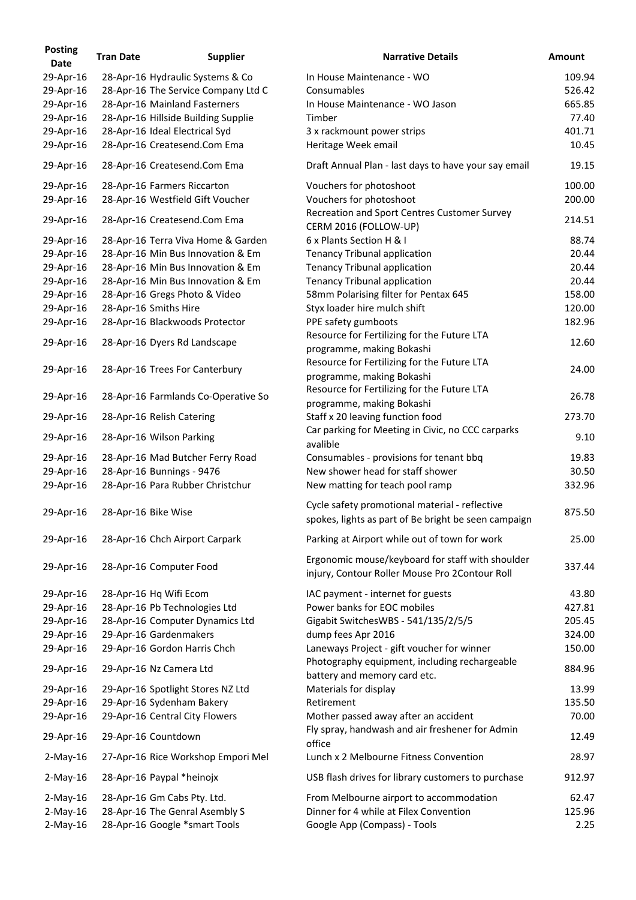| Posting Date | Tran Date | Supplier | Narrative Details | Amount |
|---|---|---|---|---|
| 29-Apr-16 | 28-Apr-16 | Hydraulic Systems & Co | In House Maintenance - WO | 109.94 |
| 29-Apr-16 | 28-Apr-16 | The Service Company Ltd C | Consumables | 526.42 |
| 29-Apr-16 | 28-Apr-16 | Mainland Fasterners | In House Maintenance - WO Jason | 665.85 |
| 29-Apr-16 | 28-Apr-16 | Hillside Building Supplie | Timber | 77.40 |
| 29-Apr-16 | 28-Apr-16 | Ideal Electrical Syd | 3 x rackmount power strips | 401.71 |
| 29-Apr-16 | 28-Apr-16 | Createsend.Com Ema | Heritage Week email | 10.45 |
| 29-Apr-16 | 28-Apr-16 | Createsend.Com Ema | Draft Annual Plan - last days to have your say email | 19.15 |
| 29-Apr-16 | 28-Apr-16 | Farmers Riccarton | Vouchers for photoshoot | 100.00 |
| 29-Apr-16 | 28-Apr-16 | Westfield Gift Voucher | Vouchers for photoshoot | 200.00 |
| 29-Apr-16 | 28-Apr-16 | Createsend.Com Ema | Recreation and Sport Centres Customer Survey CERM 2016 (FOLLOW-UP) | 214.51 |
| 29-Apr-16 | 28-Apr-16 | Terra Viva Home & Garden | 6 x Plants Section H & I | 88.74 |
| 29-Apr-16 | 28-Apr-16 | Min Bus Innovation & Em | Tenancy Tribunal application | 20.44 |
| 29-Apr-16 | 28-Apr-16 | Min Bus Innovation & Em | Tenancy Tribunal application | 20.44 |
| 29-Apr-16 | 28-Apr-16 | Min Bus Innovation & Em | Tenancy Tribunal application | 20.44 |
| 29-Apr-16 | 28-Apr-16 | Gregs Photo & Video | 58mm Polarising filter for Pentax 645 | 158.00 |
| 29-Apr-16 | 28-Apr-16 | Smiths Hire | Styx loader hire mulch shift | 120.00 |
| 29-Apr-16 | 28-Apr-16 | Blackwoods Protector | PPE safety gumboots | 182.96 |
| 29-Apr-16 | 28-Apr-16 | Dyers Rd Landscape | Resource for Fertilizing for the Future LTA programme, making Bokashi | 12.60 |
| 29-Apr-16 | 28-Apr-16 | Trees For Canterbury | Resource for Fertilizing for the Future LTA programme, making Bokashi | 24.00 |
| 29-Apr-16 | 28-Apr-16 | Farmlands Co-Operative So | Resource for Fertilizing for the Future LTA programme, making Bokashi | 26.78 |
| 29-Apr-16 | 28-Apr-16 | Relish Catering | Staff x 20 leaving function food | 273.70 |
| 29-Apr-16 | 28-Apr-16 | Wilson Parking | Car parking for Meeting in Civic, no CCC carparks avalible | 9.10 |
| 29-Apr-16 | 28-Apr-16 | Mad Butcher Ferry Road | Consumables - provisions for tenant bbq | 19.83 |
| 29-Apr-16 | 28-Apr-16 | Bunnings - 9476 | New shower head for staff shower | 30.50 |
| 29-Apr-16 | 28-Apr-16 | Para Rubber Christchur | New matting for teach pool ramp | 332.96 |
| 29-Apr-16 | 28-Apr-16 | Bike Wise | Cycle safety promotional material - reflective spokes, lights as part of Be bright be seen campaign | 875.50 |
| 29-Apr-16 | 28-Apr-16 | Chch Airport Carpark | Parking at Airport while out of town for work | 25.00 |
| 29-Apr-16 | 28-Apr-16 | Computer Food | Ergonomic mouse/keyboard for staff with shoulder injury, Contour Roller Mouse Pro 2Contour Roll | 337.44 |
| 29-Apr-16 | 28-Apr-16 | Hq Wifi Ecom | IAC payment - internet for guests | 43.80 |
| 29-Apr-16 | 28-Apr-16 | Pb Technologies Ltd | Power banks for EOC mobiles | 427.81 |
| 29-Apr-16 | 28-Apr-16 | Computer Dynamics Ltd | Gigabit SwitchesWBS - 541/135/2/5/5 | 205.45 |
| 29-Apr-16 | 29-Apr-16 | Gardenmakers | dump fees Apr 2016 | 324.00 |
| 29-Apr-16 | 29-Apr-16 | Gordon Harris Chch | Laneways Project - gift voucher for winner | 150.00 |
| 29-Apr-16 | 29-Apr-16 | Nz Camera Ltd | Photography equipment, including rechargeable battery and memory card etc. | 884.96 |
| 29-Apr-16 | 29-Apr-16 | Spotlight Stores NZ Ltd | Materials for display | 13.99 |
| 29-Apr-16 | 29-Apr-16 | Sydenham Bakery | Retirement | 135.50 |
| 29-Apr-16 | 29-Apr-16 | Central City Flowers | Mother passed away after an accident | 70.00 |
| 29-Apr-16 | 29-Apr-16 | Countdown | Fly spray, handwash and air freshener for Admin office | 12.49 |
| 2-May-16 | 27-Apr-16 | Rice Workshop Empori Mel | Lunch x 2 Melbourne Fitness Convention | 28.97 |
| 2-May-16 | 28-Apr-16 | Paypal *heinojx | USB flash drives for library customers to purchase | 912.97 |
| 2-May-16 | 28-Apr-16 | Gm Cabs Pty. Ltd. | From Melbourne airport to accommodation | 62.47 |
| 2-May-16 | 28-Apr-16 | The Genral Asembly S | Dinner for 4 while at Filex Convention | 125.96 |
| 2-May-16 | 28-Apr-16 | Google *smart Tools | Google App (Compass) - Tools | 2.25 |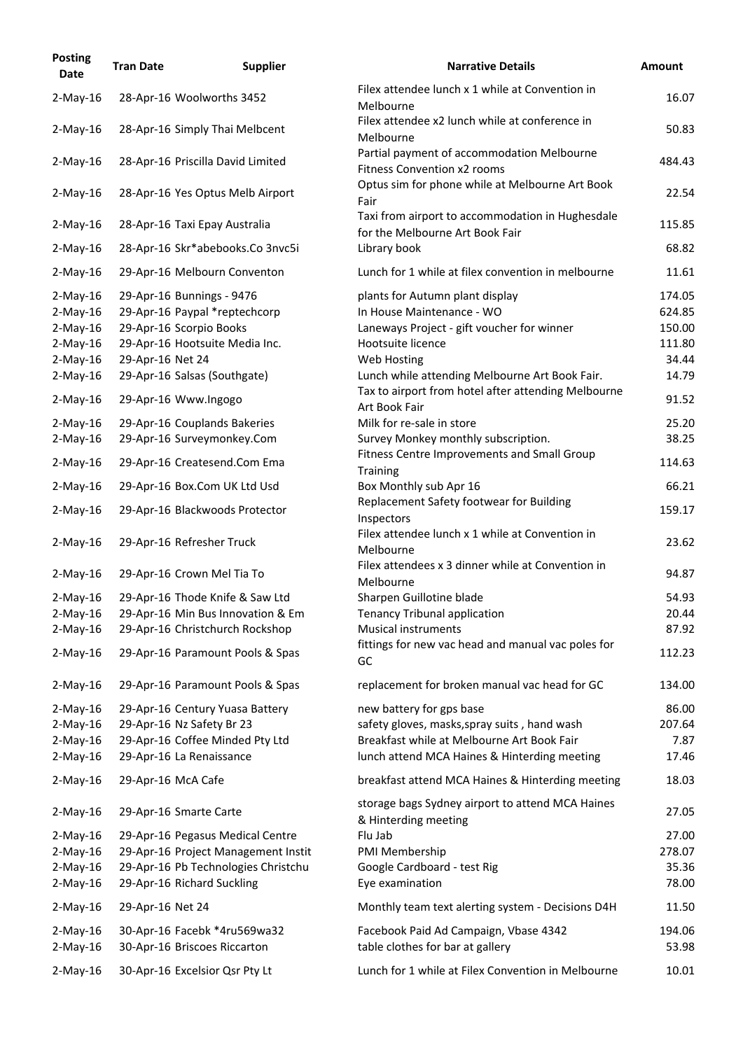| Posting Date | Tran Date | Supplier | Narrative Details | Amount |
|---|---|---|---|---|
| 2-May-16 | 28-Apr-16 | Woolworths 3452 | Filex attendee lunch x 1 while at Convention in Melbourne | 16.07 |
| 2-May-16 | 28-Apr-16 | Simply Thai Melbcent | Filex attendee x2 lunch while at conference in Melbourne | 50.83 |
| 2-May-16 | 28-Apr-16 | Priscilla David Limited | Partial payment of accommodation Melbourne Fitness Convention x2 rooms | 484.43 |
| 2-May-16 | 28-Apr-16 | Yes Optus Melb Airport | Optus sim for phone while at Melbourne Art Book Fair | 22.54 |
| 2-May-16 | 28-Apr-16 | Taxi Epay Australia | Taxi from airport to accommodation in Hughesdale for the Melbourne Art Book Fair | 115.85 |
| 2-May-16 | 28-Apr-16 | Skr*abebooks.Co 3nvc5i | Library book | 68.82 |
| 2-May-16 | 29-Apr-16 | Melbourn Conventon | Lunch for 1 while at filex convention in melbourne | 11.61 |
| 2-May-16 | 29-Apr-16 | Bunnings - 9476 | plants for Autumn plant display | 174.05 |
| 2-May-16 | 29-Apr-16 | Paypal *reptechcorp | In House Maintenance - WO | 624.85 |
| 2-May-16 | 29-Apr-16 | Scorpio Books | Laneways Project - gift voucher for winner | 150.00 |
| 2-May-16 | 29-Apr-16 | Hootsuite Media Inc. | Hootsuite licence | 111.80 |
| 2-May-16 | 29-Apr-16 | Net 24 | Web Hosting | 34.44 |
| 2-May-16 | 29-Apr-16 | Salsas (Southgate) | Lunch while attending Melbourne Art Book Fair. | 14.79 |
| 2-May-16 | 29-Apr-16 | Www.Ingogo | Tax to airport from hotel after attending Melbourne Art Book Fair | 91.52 |
| 2-May-16 | 29-Apr-16 | Couplands Bakeries | Milk for re-sale in store | 25.20 |
| 2-May-16 | 29-Apr-16 | Surveymonkey.Com | Survey Monkey monthly subscription. | 38.25 |
| 2-May-16 | 29-Apr-16 | Createsend.Com Ema | Fitness Centre Improvements and Small Group Training | 114.63 |
| 2-May-16 | 29-Apr-16 | Box.Com UK Ltd Usd | Box Monthly sub Apr 16 | 66.21 |
| 2-May-16 | 29-Apr-16 | Blackwoods Protector | Replacement Safety footwear for Building Inspectors | 159.17 |
| 2-May-16 | 29-Apr-16 | Refresher Truck | Filex attendee lunch x 1 while at Convention in Melbourne | 23.62 |
| 2-May-16 | 29-Apr-16 | Crown Mel Tia To | Filex attendees x 3 dinner while at Convention in Melbourne | 94.87 |
| 2-May-16 | 29-Apr-16 | Thode Knife & Saw Ltd | Sharpen Guillotine blade | 54.93 |
| 2-May-16 | 29-Apr-16 | Min Bus Innovation & Em | Tenancy Tribunal application | 20.44 |
| 2-May-16 | 29-Apr-16 | Christchurch Rockshop | Musical instruments | 87.92 |
| 2-May-16 | 29-Apr-16 | Paramount Pools & Spas | fittings for new vac head and manual vac poles for GC | 112.23 |
| 2-May-16 | 29-Apr-16 | Paramount Pools & Spas | replacement for broken manual vac head for GC | 134.00 |
| 2-May-16 | 29-Apr-16 | Century Yuasa Battery | new battery for gps base | 86.00 |
| 2-May-16 | 29-Apr-16 | Nz Safety Br 23 | safety gloves, masks,spray suits , hand wash | 207.64 |
| 2-May-16 | 29-Apr-16 | Coffee Minded Pty Ltd | Breakfast while at Melbourne Art Book Fair | 7.87 |
| 2-May-16 | 29-Apr-16 | La Renaissance | lunch attend MCA Haines & Hinterding meeting | 17.46 |
| 2-May-16 | 29-Apr-16 | McA Cafe | breakfast attend MCA Haines & Hinterding meeting | 18.03 |
| 2-May-16 | 29-Apr-16 | Smarte Carte | storage bags Sydney airport to attend MCA Haines & Hinterding meeting | 27.05 |
| 2-May-16 | 29-Apr-16 | Pegasus Medical Centre | Flu Jab | 27.00 |
| 2-May-16 | 29-Apr-16 | Project Management Instit | PMI Membership | 278.07 |
| 2-May-16 | 29-Apr-16 | Pb Technologies Christchu | Google Cardboard - test Rig | 35.36 |
| 2-May-16 | 29-Apr-16 | Richard Suckling | Eye examination | 78.00 |
| 2-May-16 | 29-Apr-16 | Net 24 | Monthly team text alerting system - Decisions D4H | 11.50 |
| 2-May-16 | 30-Apr-16 | Facebk *4ru569wa32 | Facebook Paid Ad Campaign, Vbase 4342 | 194.06 |
| 2-May-16 | 30-Apr-16 | Briscoes Riccarton | table clothes for bar at gallery | 53.98 |
| 2-May-16 | 30-Apr-16 | Excelsior Qsr Pty Lt | Lunch for 1 while at Filex Convention in Melbourne | 10.01 |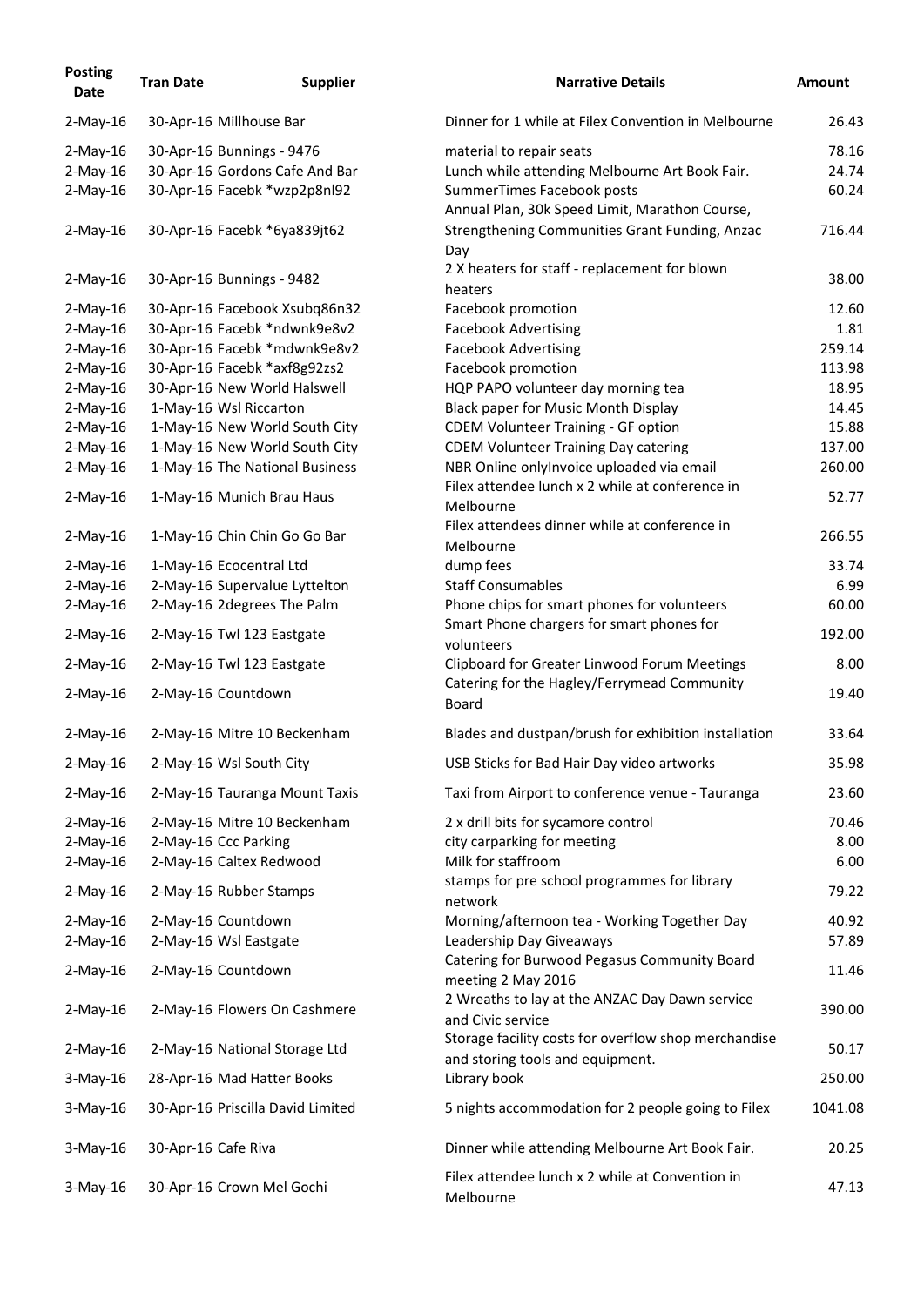| Posting Date | Tran Date | Supplier | Narrative Details | Amount |
|---|---|---|---|---|
| 2-May-16 | 30-Apr-16 | Millhouse Bar | Dinner for 1 while at Filex Convention in Melbourne | 26.43 |
| 2-May-16 | 30-Apr-16 | Bunnings - 9476 | material to repair seats | 78.16 |
| 2-May-16 | 30-Apr-16 | Gordons Cafe And Bar | Lunch while attending Melbourne Art Book Fair. | 24.74 |
| 2-May-16 | 30-Apr-16 | Facebk *wzp2p8nl92 | SummerTimes Facebook posts | 60.24 |
| 2-May-16 | 30-Apr-16 | Facebk *6ya839jt62 | Annual Plan, 30k Speed Limit, Marathon Course, Strengthening Communities Grant Funding, Anzac Day | 716.44 |
| 2-May-16 | 30-Apr-16 | Bunnings - 9482 | 2 X heaters for staff - replacement for blown heaters | 38.00 |
| 2-May-16 | 30-Apr-16 | Facebook Xsubq86n32 | Facebook promotion | 12.60 |
| 2-May-16 | 30-Apr-16 | Facebk *ndwnk9e8v2 | Facebook Advertising | 1.81 |
| 2-May-16 | 30-Apr-16 | Facebk *mdwnk9e8v2 | Facebook Advertising | 259.14 |
| 2-May-16 | 30-Apr-16 | Facebk *axf8g92zs2 | Facebook promotion | 113.98 |
| 2-May-16 | 30-Apr-16 | New World Halswell | HQP PAPO volunteer day morning tea | 18.95 |
| 2-May-16 | 1-May-16 | Wsl Riccarton | Black paper for Music Month Display | 14.45 |
| 2-May-16 | 1-May-16 | New World South City | CDEM Volunteer Training - GF option | 15.88 |
| 2-May-16 | 1-May-16 | New World South City | CDEM Volunteer Training Day catering | 137.00 |
| 2-May-16 | 1-May-16 | The National Business | NBR Online onlyInvoice uploaded via email | 260.00 |
| 2-May-16 | 1-May-16 | Munich Brau Haus | Filex attendee lunch x 2 while at conference in Melbourne | 52.77 |
| 2-May-16 | 1-May-16 | Chin Chin Go Go Bar | Filex attendees dinner while at conference in Melbourne | 266.55 |
| 2-May-16 | 1-May-16 | Ecocentral Ltd | dump fees | 33.74 |
| 2-May-16 | 2-May-16 | Supervalue Lyttelton | Staff Consumables | 6.99 |
| 2-May-16 | 2-May-16 | 2degrees The Palm | Phone chips for smart phones for volunteers | 60.00 |
| 2-May-16 | 2-May-16 | Twl 123 Eastgate | Smart Phone chargers for smart phones for volunteers | 192.00 |
| 2-May-16 | 2-May-16 | Twl 123 Eastgate | Clipboard for Greater Linwood Forum Meetings | 8.00 |
| 2-May-16 | 2-May-16 | Countdown | Catering for the Hagley/Ferrymead Community Board | 19.40 |
| 2-May-16 | 2-May-16 | Mitre 10 Beckenham | Blades and dustpan/brush for exhibition installation | 33.64 |
| 2-May-16 | 2-May-16 | Wsl South City | USB Sticks for Bad Hair Day video artworks | 35.98 |
| 2-May-16 | 2-May-16 | Tauranga Mount Taxis | Taxi from Airport to conference venue - Tauranga | 23.60 |
| 2-May-16 | 2-May-16 | Mitre 10 Beckenham | 2 x drill bits for sycamore control | 70.46 |
| 2-May-16 | 2-May-16 | Ccc Parking | city carparking for meeting | 8.00 |
| 2-May-16 | 2-May-16 | Caltex Redwood | Milk for staffroom | 6.00 |
| 2-May-16 | 2-May-16 | Rubber Stamps | stamps for pre school programmes for library network | 79.22 |
| 2-May-16 | 2-May-16 | Countdown | Morning/afternoon tea - Working Together Day | 40.92 |
| 2-May-16 | 2-May-16 | Wsl Eastgate | Leadership Day Giveaways | 57.89 |
| 2-May-16 | 2-May-16 | Countdown | Catering for Burwood Pegasus Community Board meeting 2 May 2016 | 11.46 |
| 2-May-16 | 2-May-16 | Flowers On Cashmere | 2 Wreaths to lay at the ANZAC Day Dawn service and Civic service | 390.00 |
| 2-May-16 | 2-May-16 | National Storage Ltd | Storage facility costs for overflow shop merchandise and storing tools and equipment. | 50.17 |
| 3-May-16 | 28-Apr-16 | Mad Hatter Books | Library book | 250.00 |
| 3-May-16 | 30-Apr-16 | Priscilla David Limited | 5 nights accommodation for 2 people going to Filex | 1041.08 |
| 3-May-16 | 30-Apr-16 | Cafe Riva | Dinner while attending Melbourne Art Book Fair. | 20.25 |
| 3-May-16 | 30-Apr-16 | Crown Mel Gochi | Filex attendee lunch x 2 while at Convention in Melbourne | 47.13 |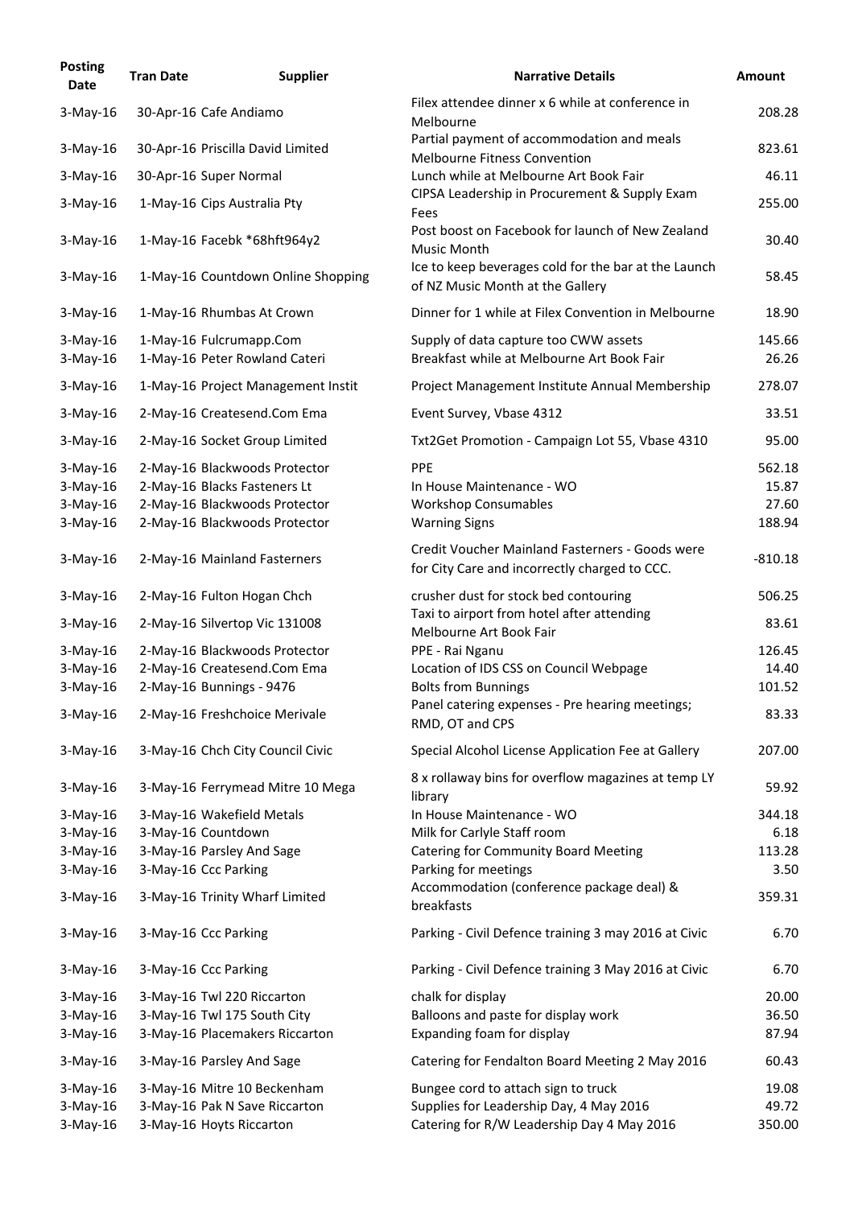| Posting Date | Tran Date | Supplier | Narrative Details | Amount |
|---|---|---|---|---|
| 3-May-16 | 30-Apr-16 | Cafe Andiamo | Filex attendee dinner x 6 while at conference in Melbourne | 208.28 |
| 3-May-16 | 30-Apr-16 | Priscilla David Limited | Partial payment of accommodation and meals Melbourne Fitness Convention | 823.61 |
| 3-May-16 | 30-Apr-16 | Super Normal | Lunch while at Melbourne Art Book Fair | 46.11 |
| 3-May-16 | 1-May-16 | Cips Australia Pty | CIPSA Leadership in Procurement & Supply Exam Fees | 255.00 |
| 3-May-16 | 1-May-16 | Facebk *68hft964y2 | Post boost on Facebook for launch of New Zealand Music Month | 30.40 |
| 3-May-16 | 1-May-16 | Countdown Online Shopping | Ice to keep beverages cold for the bar at the Launch of NZ Music Month at the Gallery | 58.45 |
| 3-May-16 | 1-May-16 | Rhumbas At Crown | Dinner for 1 while at Filex Convention in Melbourne | 18.90 |
| 3-May-16 | 1-May-16 | Fulcrumapp.Com | Supply of data capture too CWW assets | 145.66 |
| 3-May-16 | 1-May-16 | Peter Rowland Cateri | Breakfast while at Melbourne Art Book Fair | 26.26 |
| 3-May-16 | 1-May-16 | Project Management Instit | Project Management Institute Annual Membership | 278.07 |
| 3-May-16 | 2-May-16 | Createsend.Com Ema | Event Survey, Vbase 4312 | 33.51 |
| 3-May-16 | 2-May-16 | Socket Group Limited | Txt2Get Promotion - Campaign Lot 55, Vbase 4310 | 95.00 |
| 3-May-16 | 2-May-16 | Blackwoods Protector | PPE | 562.18 |
| 3-May-16 | 2-May-16 | Blacks Fasteners Lt | In House Maintenance - WO | 15.87 |
| 3-May-16 | 2-May-16 | Blackwoods Protector | Workshop Consumables | 27.60 |
| 3-May-16 | 2-May-16 | Blackwoods Protector | Warning Signs | 188.94 |
| 3-May-16 | 2-May-16 | Mainland Fasterners | Credit Voucher Mainland Fasterners - Goods were for City Care and incorrectly charged to CCC. | -810.18 |
| 3-May-16 | 2-May-16 | Fulton Hogan Chch | crusher dust for stock bed contouring | 506.25 |
| 3-May-16 | 2-May-16 | Silvertop Vic 131008 | Taxi to airport from hotel after attending Melbourne Art Book Fair | 83.61 |
| 3-May-16 | 2-May-16 | Blackwoods Protector | PPE - Rai Nganu | 126.45 |
| 3-May-16 | 2-May-16 | Createsend.Com Ema | Location of IDS CSS on Council Webpage | 14.40 |
| 3-May-16 | 2-May-16 | Bunnings - 9476 | Bolts from Bunnings | 101.52 |
| 3-May-16 | 2-May-16 | Freshchoice Merivale | Panel catering expenses - Pre hearing meetings; RMD, OT and CPS | 83.33 |
| 3-May-16 | 3-May-16 | Chch City Council Civic | Special Alcohol License Application Fee at Gallery | 207.00 |
| 3-May-16 | 3-May-16 | Ferrymead Mitre 10 Mega | 8 x rollaway bins for overflow magazines at temp LY library | 59.92 |
| 3-May-16 | 3-May-16 | Wakefield Metals | In House Maintenance - WO | 344.18 |
| 3-May-16 | 3-May-16 | Countdown | Milk for Carlyle Staff room | 6.18 |
| 3-May-16 | 3-May-16 | Parsley And Sage | Catering for Community Board Meeting | 113.28 |
| 3-May-16 | 3-May-16 | Ccc Parking | Parking for meetings | 3.50 |
| 3-May-16 | 3-May-16 | Trinity Wharf Limited | Accommodation (conference package deal) & breakfasts | 359.31 |
| 3-May-16 | 3-May-16 | Ccc Parking | Parking - Civil Defence training 3 may 2016 at Civic | 6.70 |
| 3-May-16 | 3-May-16 | Ccc Parking | Parking - Civil Defence training 3 May 2016 at Civic | 6.70 |
| 3-May-16 | 3-May-16 | Twl 220 Riccarton | chalk for display | 20.00 |
| 3-May-16 | 3-May-16 | Twl 175 South City | Balloons and paste for display work | 36.50 |
| 3-May-16 | 3-May-16 | Placemakers Riccarton | Expanding foam for display | 87.94 |
| 3-May-16 | 3-May-16 | Parsley And Sage | Catering for Fendalton Board Meeting 2 May 2016 | 60.43 |
| 3-May-16 | 3-May-16 | Mitre 10 Beckenham | Bungee cord to attach sign to truck | 19.08 |
| 3-May-16 | 3-May-16 | Pak N Save Riccarton | Supplies for Leadership Day, 4 May 2016 | 49.72 |
| 3-May-16 | 3-May-16 | Hoyts Riccarton | Catering for R/W Leadership Day 4 May 2016 | 350.00 |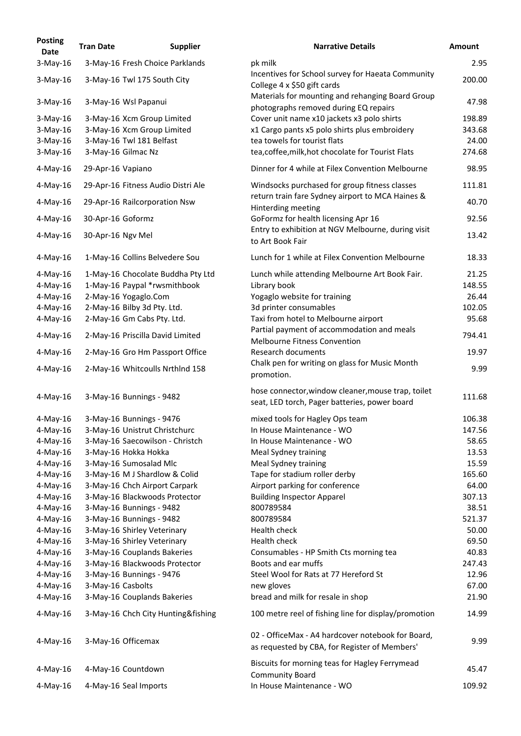| Posting Date | Tran Date | Supplier | Narrative Details | Amount |
|---|---|---|---|---|
| 3-May-16 | 3-May-16 | Fresh Choice Parklands | pk milk | 2.95 |
| 3-May-16 | 3-May-16 | Twl 175 South City | Incentives for School survey for Haeata Community College 4 x $50 gift cards | 200.00 |
| 3-May-16 | 3-May-16 | Wsl Papanui | Materials for mounting and rehanging Board Group photographs removed during EQ repairs | 47.98 |
| 3-May-16 | 3-May-16 | Xcm Group Limited | Cover unit name x10 jackets x3 polo shirts | 198.89 |
| 3-May-16 | 3-May-16 | Xcm Group Limited | x1 Cargo pants x5 polo shirts plus embroidery | 343.68 |
| 3-May-16 | 3-May-16 | Twl 181 Belfast | tea towels for tourist flats | 24.00 |
| 3-May-16 | 3-May-16 | Gilmac Nz | tea,coffee,milk,hot chocolate for Tourist Flats | 274.68 |
| 4-May-16 | 29-Apr-16 | Vapiano | Dinner for 4 while at Filex Convention Melbourne | 98.95 |
| 4-May-16 | 29-Apr-16 | Fitness Audio Distri Ale | Windsocks purchased for group fitness classes | 111.81 |
| 4-May-16 | 29-Apr-16 | Railcorporation Nsw | return train fare Sydney airport to MCA Haines & Hinterding meeting | 40.70 |
| 4-May-16 | 30-Apr-16 | Goformz | GoFormz for health licensing Apr 16 | 92.56 |
| 4-May-16 | 30-Apr-16 | Ngv Mel | Entry to exhibition at NGV Melbourne, during visit to Art Book Fair | 13.42 |
| 4-May-16 | 1-May-16 | Collins Belvedere Sou | Lunch for 1 while at Filex Convention Melbourne | 18.33 |
| 4-May-16 | 1-May-16 | Chocolate Buddha Pty Ltd | Lunch while attending Melbourne Art Book Fair. | 21.25 |
| 4-May-16 | 1-May-16 | Paypal *rwsmithbook | Library book | 148.55 |
| 4-May-16 | 2-May-16 | Yogaglo.Com | Yogaglo website for training | 26.44 |
| 4-May-16 | 2-May-16 | Bilby 3d Pty. Ltd. | 3d printer consumables | 102.05 |
| 4-May-16 | 2-May-16 | Gm Cabs Pty. Ltd. | Taxi from hotel to Melbourne airport | 95.68 |
| 4-May-16 | 2-May-16 | Priscilla David Limited | Partial payment of accommodation and meals Melbourne Fitness Convention | 794.41 |
| 4-May-16 | 2-May-16 | Gro Hm Passport Office | Research documents | 19.97 |
| 4-May-16 | 2-May-16 | Whitcoulls Nrthlnd 158 | Chalk pen for writing on glass for Music Month promotion. | 9.99 |
| 4-May-16 | 3-May-16 | Bunnings - 9482 | hose connector,window cleaner,mouse trap, toilet seat, LED torch, Pager batteries, power board | 111.68 |
| 4-May-16 | 3-May-16 | Bunnings - 9476 | mixed tools for Hagley Ops team | 106.38 |
| 4-May-16 | 3-May-16 | Unistrut Christchurc | In House Maintenance - WO | 147.56 |
| 4-May-16 | 3-May-16 | Saecowilson - Christch | In House Maintenance - WO | 58.65 |
| 4-May-16 | 3-May-16 | Hokka Hokka | Meal Sydney training | 13.53 |
| 4-May-16 | 3-May-16 | Sumosalad Mlc | Meal Sydney training | 15.59 |
| 4-May-16 | 3-May-16 | M J Shardlow & Colid | Tape for stadium roller derby | 165.60 |
| 4-May-16 | 3-May-16 | Chch Airport Carpark | Airport parking for conference | 64.00 |
| 4-May-16 | 3-May-16 | Blackwoods Protector | Building Inspector Apparel | 307.13 |
| 4-May-16 | 3-May-16 | Bunnings - 9482 | 800789584 | 38.51 |
| 4-May-16 | 3-May-16 | Bunnings - 9482 | 800789584 | 521.37 |
| 4-May-16 | 3-May-16 | Shirley Veterinary | Health check | 50.00 |
| 4-May-16 | 3-May-16 | Shirley Veterinary | Health check | 69.50 |
| 4-May-16 | 3-May-16 | Couplands Bakeries | Consumables - HP Smith Cts morning tea | 40.83 |
| 4-May-16 | 3-May-16 | Blackwoods Protector | Boots and ear muffs | 247.43 |
| 4-May-16 | 3-May-16 | Bunnings - 9476 | Steel Wool for Rats at 77 Hereford St | 12.96 |
| 4-May-16 | 3-May-16 | Casbolts | new gloves | 67.00 |
| 4-May-16 | 3-May-16 | Couplands Bakeries | bread and milk for resale in shop | 21.90 |
| 4-May-16 | 3-May-16 | Chch City Hunting&fishing | 100 metre reel of fishing line for display/promotion | 14.99 |
| 4-May-16 | 3-May-16 | Officemax | 02 - OfficeMax - A4 hardcover notebook for Board, as requested by CBA, for Register of Members' | 9.99 |
| 4-May-16 | 4-May-16 | Countdown | Biscuits for morning teas for Hagley Ferrymead Community Board | 45.47 |
| 4-May-16 | 4-May-16 | Seal Imports | In House Maintenance - WO | 109.92 |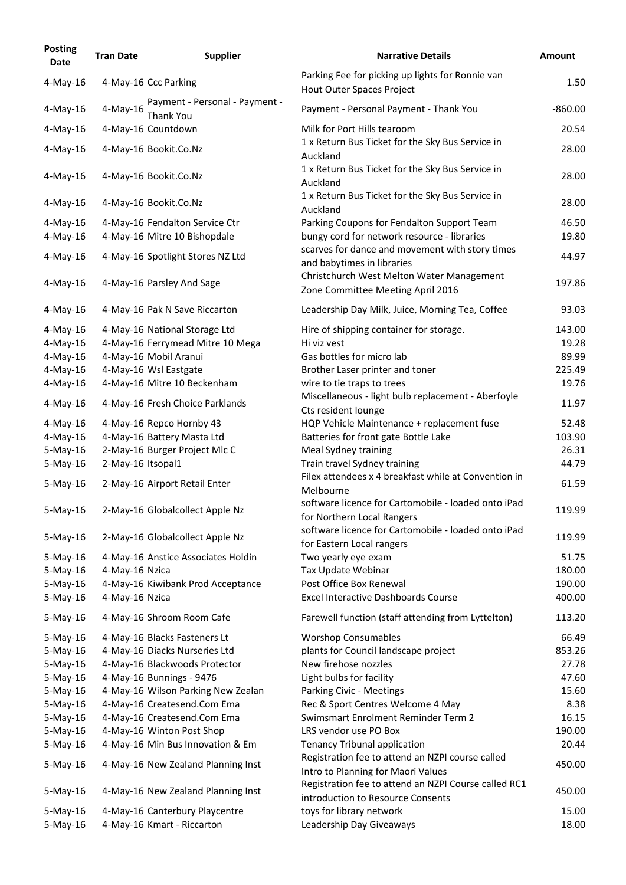| Posting Date | Tran Date | Supplier | Narrative Details | Amount |
|---|---|---|---|---|
| 4-May-16 | 4-May-16 | Ccc Parking | Parking Fee for picking up lights for Ronnie van Hout Outer Spaces Project | 1.50 |
| 4-May-16 | 4-May-16 | Payment - Personal - Payment - Thank You | Payment - Personal Payment - Thank You | -860.00 |
| 4-May-16 | 4-May-16 | Countdown | Milk for Port Hills tearoom | 20.54 |
| 4-May-16 | 4-May-16 | Bookit.Co.Nz | 1 x Return Bus Ticket for the Sky Bus Service in Auckland | 28.00 |
| 4-May-16 | 4-May-16 | Bookit.Co.Nz | 1 x Return Bus Ticket for the Sky Bus Service in Auckland | 28.00 |
| 4-May-16 | 4-May-16 | Bookit.Co.Nz | 1 x Return Bus Ticket for the Sky Bus Service in Auckland | 28.00 |
| 4-May-16 | 4-May-16 | Fendalton Service Ctr | Parking Coupons for Fendalton Support Team | 46.50 |
| 4-May-16 | 4-May-16 | Mitre 10 Bishopdale | bungy cord for network resource - libraries | 19.80 |
| 4-May-16 | 4-May-16 | Spotlight Stores NZ Ltd | scarves for dance and movement with story times and babytimes in libraries | 44.97 |
| 4-May-16 | 4-May-16 | Parsley And Sage | Christchurch West Melton Water Management Zone Committee Meeting April 2016 | 197.86 |
| 4-May-16 | 4-May-16 | Pak N Save Riccarton | Leadership Day Milk, Juice, Morning Tea, Coffee | 93.03 |
| 4-May-16 | 4-May-16 | National Storage Ltd | Hire of shipping container for storage. | 143.00 |
| 4-May-16 | 4-May-16 | Ferrymead Mitre 10 Mega | Hi viz vest | 19.28 |
| 4-May-16 | 4-May-16 | Mobil Aranui | Gas bottles for micro lab | 89.99 |
| 4-May-16 | 4-May-16 | Wsl Eastgate | Brother Laser printer and toner | 225.49 |
| 4-May-16 | 4-May-16 | Mitre 10 Beckenham | wire to tie traps to trees | 19.76 |
| 4-May-16 | 4-May-16 | Fresh Choice Parklands | Miscellaneous - light bulb replacement - Aberfoyle Cts resident lounge | 11.97 |
| 4-May-16 | 4-May-16 | Repco Hornby 43 | HQP Vehicle Maintenance + replacement fuse | 52.48 |
| 4-May-16 | 4-May-16 | Battery Masta Ltd | Batteries for front gate Bottle Lake | 103.90 |
| 5-May-16 | 2-May-16 | Burger Project Mlc C | Meal Sydney training | 26.31 |
| 5-May-16 | 2-May-16 | Itsopal1 | Train travel Sydney training | 44.79 |
| 5-May-16 | 2-May-16 | Airport Retail Enter | Filex attendees x 4 breakfast while at Convention in Melbourne | 61.59 |
| 5-May-16 | 2-May-16 | Globalcollect Apple Nz | software licence for Cartomobile - loaded onto iPad for Northern Local Rangers | 119.99 |
| 5-May-16 | 2-May-16 | Globalcollect Apple Nz | software licence for Cartomobile - loaded onto iPad for Eastern Local rangers | 119.99 |
| 5-May-16 | 4-May-16 | Anstice Associates Holdin | Two yearly eye exam | 51.75 |
| 5-May-16 | 4-May-16 | Nzica | Tax Update Webinar | 180.00 |
| 5-May-16 | 4-May-16 | Kiwibank Prod Acceptance | Post Office Box Renewal | 190.00 |
| 5-May-16 | 4-May-16 | Nzica | Excel Interactive Dashboards Course | 400.00 |
| 5-May-16 | 4-May-16 | Shroom Room Cafe | Farewell function (staff attending from Lyttelton) | 113.20 |
| 5-May-16 | 4-May-16 | Blacks Fasteners Lt | Worshop Consumables | 66.49 |
| 5-May-16 | 4-May-16 | Diacks Nurseries Ltd | plants for Council landscape project | 853.26 |
| 5-May-16 | 4-May-16 | Blackwoods Protector | New firehose nozzles | 27.78 |
| 5-May-16 | 4-May-16 | Bunnings - 9476 | Light bulbs for facility | 47.60 |
| 5-May-16 | 4-May-16 | Wilson Parking New Zealan | Parking Civic - Meetings | 15.60 |
| 5-May-16 | 4-May-16 | Createsend.Com Ema | Rec & Sport Centres Welcome 4 May | 8.38 |
| 5-May-16 | 4-May-16 | Createsend.Com Ema | Swimsmart Enrolment Reminder Term 2 | 16.15 |
| 5-May-16 | 4-May-16 | Winton Post Shop | LRS vendor use PO Box | 190.00 |
| 5-May-16 | 4-May-16 | Min Bus Innovation & Em | Tenancy Tribunal application | 20.44 |
| 5-May-16 | 4-May-16 | New Zealand Planning Inst | Registration fee to attend an NZPI course called Intro to Planning for Maori Values | 450.00 |
| 5-May-16 | 4-May-16 | New Zealand Planning Inst | Registration fee to attend an NZPI Course called RC1 introduction to Resource Consents | 450.00 |
| 5-May-16 | 4-May-16 | Canterbury Playcentre | toys for library network | 15.00 |
| 5-May-16 | 4-May-16 | Kmart - Riccarton | Leadership Day Giveaways | 18.00 |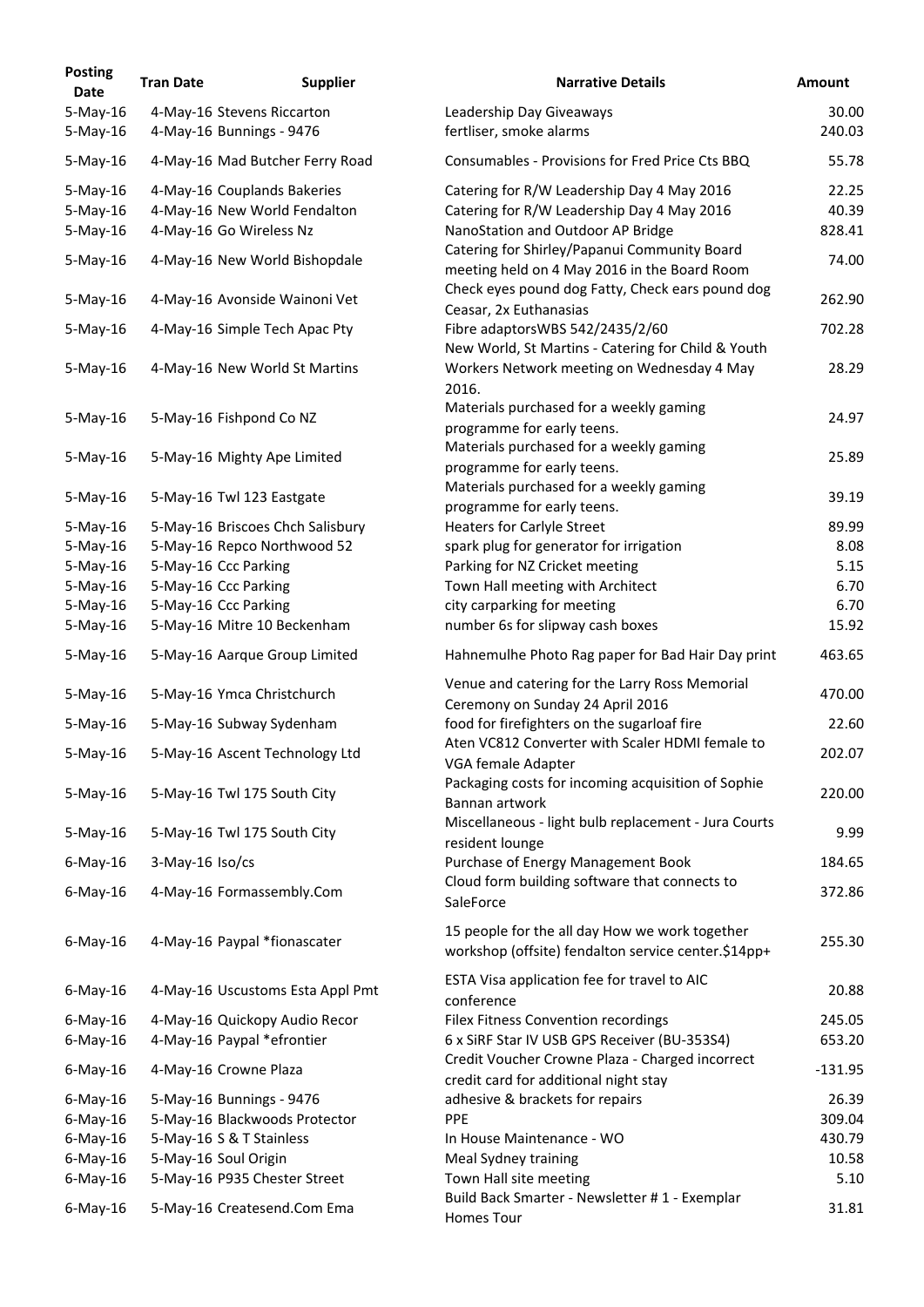| Posting Date | Tran Date | Supplier | Narrative Details | Amount |
|---|---|---|---|---|
| 5-May-16 | 4-May-16 | Stevens Riccarton | Leadership Day Giveaways | 30.00 |
| 5-May-16 | 4-May-16 | Bunnings - 9476 | fertliser, smoke alarms | 240.03 |
| 5-May-16 | 4-May-16 | Mad Butcher Ferry Road | Consumables - Provisions for Fred Price Cts BBQ | 55.78 |
| 5-May-16 | 4-May-16 | Couplands Bakeries | Catering for R/W Leadership Day 4 May 2016 | 22.25 |
| 5-May-16 | 4-May-16 | New World Fendalton | Catering for R/W Leadership Day 4 May 2016 | 40.39 |
| 5-May-16 | 4-May-16 | Go Wireless Nz | NanoStation and Outdoor AP Bridge | 828.41 |
| 5-May-16 | 4-May-16 | New World Bishopdale | Catering for Shirley/Papanui Community Board meeting held on 4 May 2016 in the Board Room | 74.00 |
| 5-May-16 | 4-May-16 | Avonside Wainoni Vet | Check eyes pound dog Fatty, Check ears pound dog Ceasar, 2x Euthanasias | 262.90 |
| 5-May-16 | 4-May-16 | Simple Tech Apac Pty | Fibre adaptorsWBS 542/2435/2/60 | 702.28 |
| 5-May-16 | 4-May-16 | New World St Martins | New World, St Martins - Catering for Child & Youth Workers Network meeting on Wednesday 4 May 2016. | 28.29 |
| 5-May-16 | 5-May-16 | Fishpond Co NZ | Materials purchased for a weekly gaming programme for early teens. | 24.97 |
| 5-May-16 | 5-May-16 | Mighty Ape Limited | Materials purchased for a weekly gaming programme for early teens. | 25.89 |
| 5-May-16 | 5-May-16 | Twl 123 Eastgate | Materials purchased for a weekly gaming programme for early teens. | 39.19 |
| 5-May-16 | 5-May-16 | Briscoes Chch Salisbury | Heaters for Carlyle Street | 89.99 |
| 5-May-16 | 5-May-16 | Repco Northwood 52 | spark plug for generator for irrigation | 8.08 |
| 5-May-16 | 5-May-16 | Ccc Parking | Parking for NZ Cricket meeting | 5.15 |
| 5-May-16 | 5-May-16 | Ccc Parking | Town Hall meeting with Architect | 6.70 |
| 5-May-16 | 5-May-16 | Ccc Parking | city carparking for meeting | 6.70 |
| 5-May-16 | 5-May-16 | Mitre 10 Beckenham | number 6s for slipway cash boxes | 15.92 |
| 5-May-16 | 5-May-16 | Aarque Group Limited | Hahnemulhe Photo Rag paper for Bad Hair Day print | 463.65 |
| 5-May-16 | 5-May-16 | Ymca Christchurch | Venue and catering for the Larry Ross Memorial Ceremony on Sunday 24 April 2016 | 470.00 |
| 5-May-16 | 5-May-16 | Subway Sydenham | food for firefighters on the sugarloaf fire | 22.60 |
| 5-May-16 | 5-May-16 | Ascent Technology Ltd | Aten VC812 Converter with Scaler HDMI female to VGA female Adapter | 202.07 |
| 5-May-16 | 5-May-16 | Twl 175 South City | Packaging costs for incoming acquisition of Sophie Bannan artwork | 220.00 |
| 5-May-16 | 5-May-16 | Twl 175 South City | Miscellaneous - light bulb replacement - Jura Courts resident lounge | 9.99 |
| 6-May-16 | 3-May-16 | Iso/cs | Purchase of Energy Management Book | 184.65 |
| 6-May-16 | 4-May-16 | Formassembly.Com | Cloud form building software that connects to SaleForce | 372.86 |
| 6-May-16 | 4-May-16 | Paypal *fionascater | 15 people for the all day How we work together workshop (offsite) fendalton service center.$14pp+ | 255.30 |
| 6-May-16 | 4-May-16 | Uscustoms Esta Appl Pmt | ESTA Visa application fee for travel to AIC conference | 20.88 |
| 6-May-16 | 4-May-16 | Quickopy Audio Recor | Filex Fitness Convention recordings | 245.05 |
| 6-May-16 | 4-May-16 | Paypal *efrontier | 6 x SiRF Star IV USB GPS Receiver (BU-353S4) | 653.20 |
| 6-May-16 | 4-May-16 | Crowne Plaza | Credit Voucher Crowne Plaza - Charged incorrect credit card for additional night stay | -131.95 |
| 6-May-16 | 5-May-16 | Bunnings - 9476 | adhesive & brackets for repairs | 26.39 |
| 6-May-16 | 5-May-16 | Blackwoods Protector | PPE | 309.04 |
| 6-May-16 | 5-May-16 | S & T Stainless | In House Maintenance - WO | 430.79 |
| 6-May-16 | 5-May-16 | Soul Origin | Meal Sydney training | 10.58 |
| 6-May-16 | 5-May-16 | P935 Chester Street | Town Hall site meeting | 5.10 |
| 6-May-16 | 5-May-16 | Createsend.Com Ema | Build Back Smarter - Newsletter # 1 - Exemplar Homes Tour | 31.81 |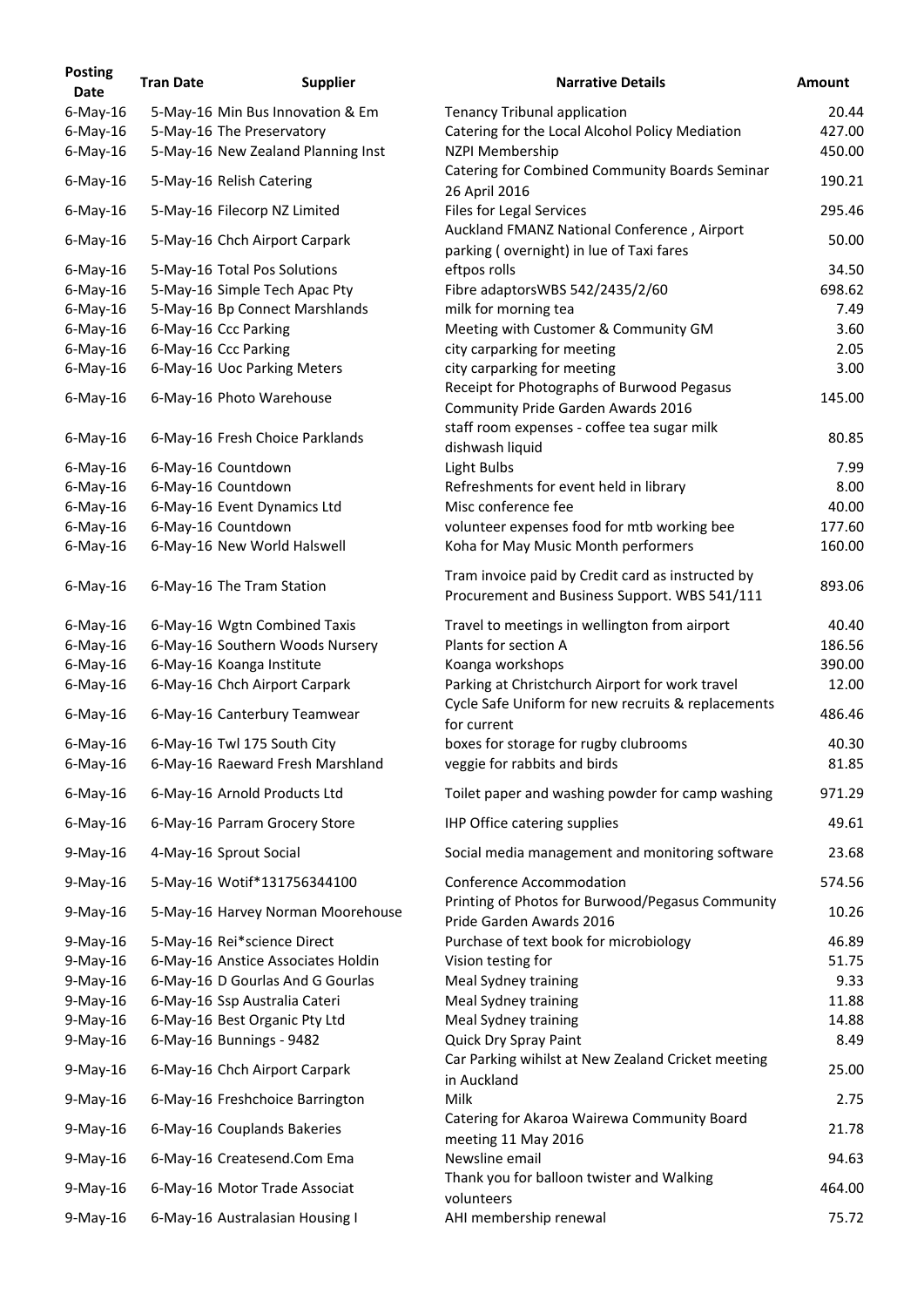| Posting Date | Tran Date | Supplier | Narrative Details | Amount |
|---|---|---|---|---|
| 6-May-16 | 5-May-16 | Min Bus Innovation & Em | Tenancy Tribunal application | 20.44 |
| 6-May-16 | 5-May-16 | The Preservatory | Catering for the Local Alcohol Policy Mediation | 427.00 |
| 6-May-16 | 5-May-16 | New Zealand Planning Inst | NZPI Membership | 450.00 |
| 6-May-16 | 5-May-16 | Relish Catering | Catering for Combined Community Boards Seminar 26 April 2016 | 190.21 |
| 6-May-16 | 5-May-16 | Filecorp NZ Limited | Files for Legal Services | 295.46 |
| 6-May-16 | 5-May-16 | Chch Airport Carpark | Auckland FMANZ National Conference , Airport parking ( overnight) in lue of Taxi fares | 50.00 |
| 6-May-16 | 5-May-16 | Total Pos Solutions | eftpos rolls | 34.50 |
| 6-May-16 | 5-May-16 | Simple Tech Apac Pty | Fibre adaptorsWBS 542/2435/2/60 | 698.62 |
| 6-May-16 | 5-May-16 | Bp Connect Marshlands | milk for morning tea | 7.49 |
| 6-May-16 | 6-May-16 | Ccc Parking | Meeting with Customer & Community GM | 3.60 |
| 6-May-16 | 6-May-16 | Ccc Parking | city carparking for meeting | 2.05 |
| 6-May-16 | 6-May-16 | Uoc Parking Meters | city carparking for meeting | 3.00 |
| 6-May-16 | 6-May-16 | Photo Warehouse | Receipt for Photographs of Burwood Pegasus Community Pride Garden Awards 2016 | 145.00 |
| 6-May-16 | 6-May-16 | Fresh Choice Parklands | staff room expenses - coffee tea sugar milk dishwash liquid | 80.85 |
| 6-May-16 | 6-May-16 | Countdown | Light Bulbs | 7.99 |
| 6-May-16 | 6-May-16 | Countdown | Refreshments for event held in library | 8.00 |
| 6-May-16 | 6-May-16 | Event Dynamics Ltd | Misc conference fee | 40.00 |
| 6-May-16 | 6-May-16 | Countdown | volunteer expenses food for mtb working bee | 177.60 |
| 6-May-16 | 6-May-16 | New World Halswell | Koha for May Music Month performers | 160.00 |
| 6-May-16 | 6-May-16 | The Tram Station | Tram invoice paid by Credit card as instructed by Procurement and Business Support. WBS 541/111 | 893.06 |
| 6-May-16 | 6-May-16 | Wgtn Combined Taxis | Travel to meetings in wellington from airport | 40.40 |
| 6-May-16 | 6-May-16 | Southern Woods Nursery | Plants for section A | 186.56 |
| 6-May-16 | 6-May-16 | Koanga Institute | Koanga workshops | 390.00 |
| 6-May-16 | 6-May-16 | Chch Airport Carpark | Parking at Christchurch Airport for work travel | 12.00 |
| 6-May-16 | 6-May-16 | Canterbury Teamwear | Cycle Safe Uniform for new recruits & replacements for current | 486.46 |
| 6-May-16 | 6-May-16 | Twl 175 South City | boxes for storage for rugby clubrooms | 40.30 |
| 6-May-16 | 6-May-16 | Raeward Fresh Marshland | veggie for rabbits and birds | 81.85 |
| 6-May-16 | 6-May-16 | Arnold Products Ltd | Toilet paper and washing powder for camp washing | 971.29 |
| 6-May-16 | 6-May-16 | Parram Grocery Store | IHP Office catering supplies | 49.61 |
| 9-May-16 | 4-May-16 | Sprout Social | Social media management and monitoring software | 23.68 |
| 9-May-16 | 5-May-16 | Wotif*131756344100 | Conference Accommodation | 574.56 |
| 9-May-16 | 5-May-16 | Harvey Norman Moorehouse | Printing of Photos for Burwood/Pegasus Community Pride Garden Awards 2016 | 10.26 |
| 9-May-16 | 5-May-16 | Rei*science Direct | Purchase of text book for microbiology | 46.89 |
| 9-May-16 | 6-May-16 | Anstice Associates Holdin | Vision testing for | 51.75 |
| 9-May-16 | 6-May-16 | D Gourlas And G Gourlas | Meal Sydney training | 9.33 |
| 9-May-16 | 6-May-16 | Ssp Australia Cateri | Meal Sydney training | 11.88 |
| 9-May-16 | 6-May-16 | Best Organic Pty Ltd | Meal Sydney training | 14.88 |
| 9-May-16 | 6-May-16 | Bunnings - 9482 | Quick Dry Spray Paint | 8.49 |
| 9-May-16 | 6-May-16 | Chch Airport Carpark | Car Parking wihilst at New Zealand Cricket meeting in Auckland | 25.00 |
| 9-May-16 | 6-May-16 | Freshchoice Barrington | Milk | 2.75 |
| 9-May-16 | 6-May-16 | Couplands Bakeries | Catering for Akaroa Wairewa Community Board meeting 11 May 2016 | 21.78 |
| 9-May-16 | 6-May-16 | Createsend.Com Ema | Newsline email | 94.63 |
| 9-May-16 | 6-May-16 | Motor Trade Associat | Thank you for balloon twister and Walking volunteers | 464.00 |
| 9-May-16 | 6-May-16 | Australasian Housing I | AHI membership renewal | 75.72 |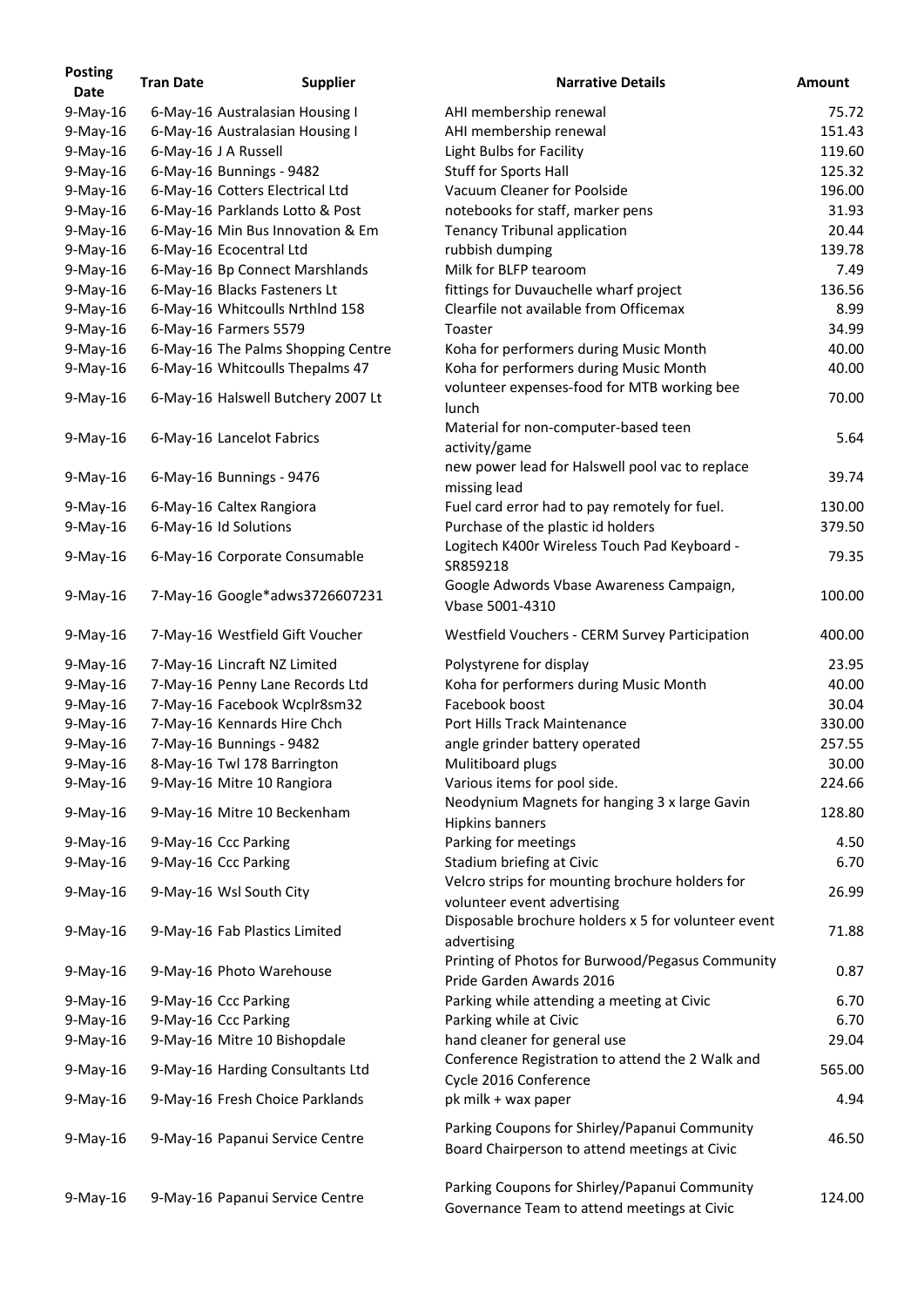| Posting Date | Tran Date | Supplier | Narrative Details | Amount |
|---|---|---|---|---|
| 9-May-16 | 6-May-16 | Australasian Housing I | AHI membership renewal | 75.72 |
| 9-May-16 | 6-May-16 | Australasian Housing I | AHI membership renewal | 151.43 |
| 9-May-16 | 6-May-16 | J A Russell | Light Bulbs for Facility | 119.60 |
| 9-May-16 | 6-May-16 | Bunnings - 9482 | Stuff for Sports Hall | 125.32 |
| 9-May-16 | 6-May-16 | Cotters Electrical Ltd | Vacuum Cleaner for Poolside | 196.00 |
| 9-May-16 | 6-May-16 | Parklands Lotto & Post | notebooks for staff, marker pens | 31.93 |
| 9-May-16 | 6-May-16 | Min Bus Innovation & Em | Tenancy Tribunal application | 20.44 |
| 9-May-16 | 6-May-16 | Ecocentral Ltd | rubbish dumping | 139.78 |
| 9-May-16 | 6-May-16 | Bp Connect Marshlands | Milk for BLFP tearoom | 7.49 |
| 9-May-16 | 6-May-16 | Blacks Fasteners Lt | fittings for Duvauchelle wharf project | 136.56 |
| 9-May-16 | 6-May-16 | Whitcoulls Nrthlnd 158 | Clearfile not available from Officemax | 8.99 |
| 9-May-16 | 6-May-16 | Farmers 5579 | Toaster | 34.99 |
| 9-May-16 | 6-May-16 | The Palms Shopping Centre | Koha for performers during Music Month | 40.00 |
| 9-May-16 | 6-May-16 | Whitcoulls Thepalms 47 | Koha for performers during Music Month | 40.00 |
| 9-May-16 | 6-May-16 | Halswell Butchery 2007 Lt | volunteer expenses-food for MTB working bee lunch | 70.00 |
| 9-May-16 | 6-May-16 | Lancelot Fabrics | Material for non-computer-based teen activity/game | 5.64 |
| 9-May-16 | 6-May-16 | Bunnings - 9476 | new power lead for Halswell pool vac to replace missing lead | 39.74 |
| 9-May-16 | 6-May-16 | Caltex Rangiora | Fuel card error had to pay remotely for fuel. | 130.00 |
| 9-May-16 | 6-May-16 | Id Solutions | Purchase of the plastic id holders | 379.50 |
| 9-May-16 | 6-May-16 | Corporate Consumable | Logitech K400r Wireless Touch Pad Keyboard - SR859218 | 79.35 |
| 9-May-16 | 7-May-16 | Google*adws3726607231 | Google Adwords Vbase Awareness Campaign, Vbase 5001-4310 | 100.00 |
| 9-May-16 | 7-May-16 | Westfield Gift Voucher | Westfield Vouchers - CERM Survey Participation | 400.00 |
| 9-May-16 | 7-May-16 | Lincraft NZ Limited | Polystyrene for display | 23.95 |
| 9-May-16 | 7-May-16 | Penny Lane Records Ltd | Koha for performers during Music Month | 40.00 |
| 9-May-16 | 7-May-16 | Facebook Wcplr8sm32 | Facebook boost | 30.04 |
| 9-May-16 | 7-May-16 | Kennards Hire Chch | Port Hills Track Maintenance | 330.00 |
| 9-May-16 | 7-May-16 | Bunnings - 9482 | angle grinder battery operated | 257.55 |
| 9-May-16 | 8-May-16 | Twl 178 Barrington | Mulitiboard plugs | 30.00 |
| 9-May-16 | 9-May-16 | Mitre 10 Rangiora | Various items for pool side. | 224.66 |
| 9-May-16 | 9-May-16 | Mitre 10 Beckenham | Neodynium Magnets for hanging 3 x large Gavin Hipkins banners | 128.80 |
| 9-May-16 | 9-May-16 | Ccc Parking | Parking for meetings | 4.50 |
| 9-May-16 | 9-May-16 | Ccc Parking | Stadium briefing at Civic | 6.70 |
| 9-May-16 | 9-May-16 | Wsl South City | Velcro strips for mounting brochure holders for volunteer event advertising | 26.99 |
| 9-May-16 | 9-May-16 | Fab Plastics Limited | Disposable brochure holders x 5 for volunteer event advertising | 71.88 |
| 9-May-16 | 9-May-16 | Photo Warehouse | Printing of Photos for Burwood/Pegasus Community Pride Garden Awards 2016 | 0.87 |
| 9-May-16 | 9-May-16 | Ccc Parking | Parking while attending a meeting at Civic | 6.70 |
| 9-May-16 | 9-May-16 | Ccc Parking | Parking while at Civic | 6.70 |
| 9-May-16 | 9-May-16 | Mitre 10 Bishopdale | hand cleaner for general use | 29.04 |
| 9-May-16 | 9-May-16 | Harding Consultants Ltd | Conference Registration to attend the 2 Walk and Cycle 2016 Conference | 565.00 |
| 9-May-16 | 9-May-16 | Fresh Choice Parklands | pk milk + wax paper | 4.94 |
| 9-May-16 | 9-May-16 | Papanui Service Centre | Parking Coupons for Shirley/Papanui Community Board Chairperson to attend meetings at Civic | 46.50 |
| 9-May-16 | 9-May-16 | Papanui Service Centre | Parking Coupons for Shirley/Papanui Community Governance Team to attend meetings at Civic | 124.00 |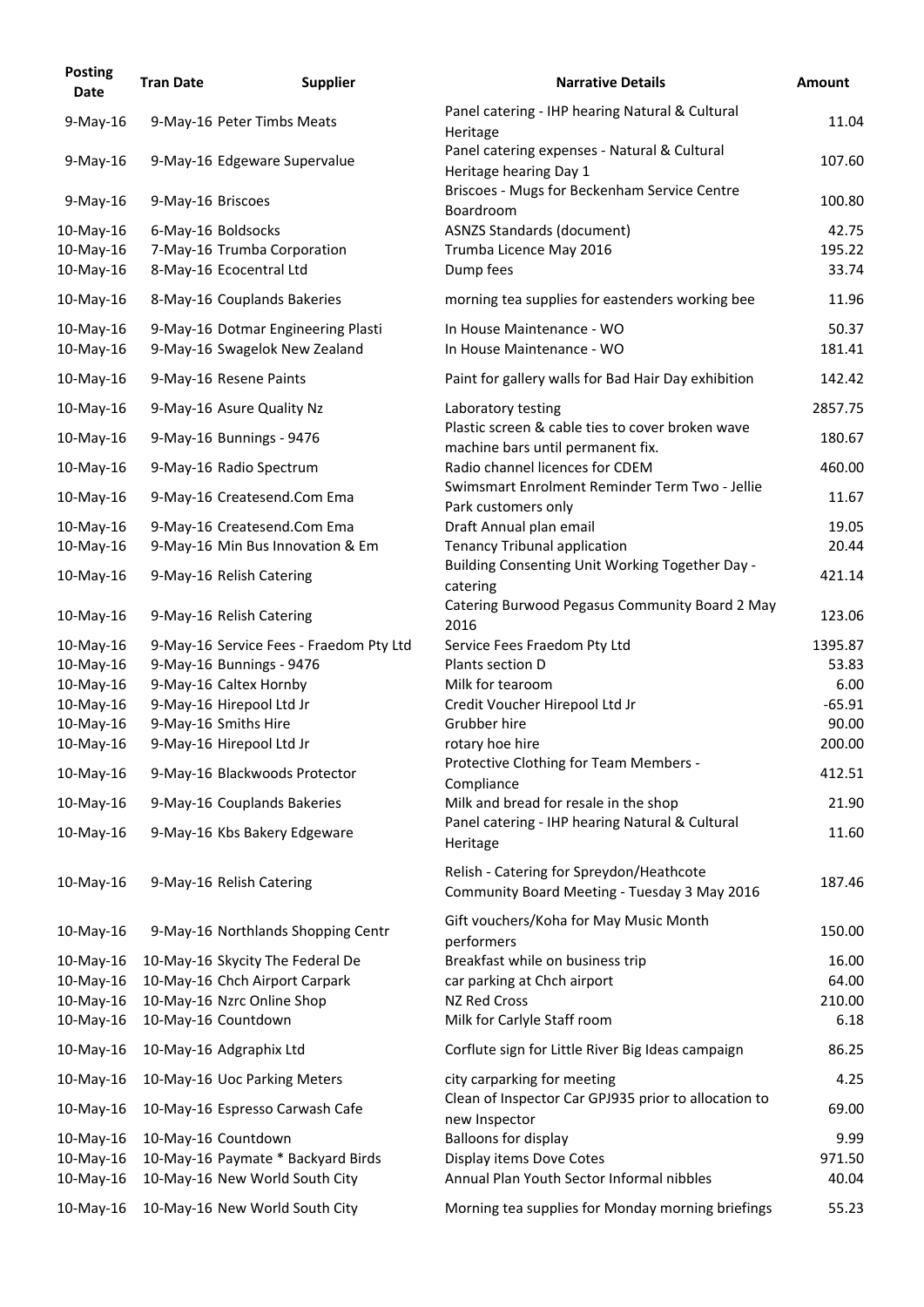| Posting Date | Tran Date | Supplier | Narrative Details | Amount |
|---|---|---|---|---|
| 9-May-16 | 9-May-16 | Peter Timbs Meats | Panel catering - IHP hearing Natural & Cultural Heritage | 11.04 |
| 9-May-16 | 9-May-16 | Edgeware Supervalue | Panel catering expenses - Natural & Cultural Heritage hearing Day 1 | 107.60 |
| 9-May-16 | 9-May-16 | Briscoes | Briscoes - Mugs for Beckenham Service Centre Boardroom | 100.80 |
| 10-May-16 | 6-May-16 | Boldsocks | ASNZS Standards (document) | 42.75 |
| 10-May-16 | 7-May-16 | Trumba Corporation | Trumba Licence May 2016 | 195.22 |
| 10-May-16 | 8-May-16 | Ecocentral Ltd | Dump fees | 33.74 |
| 10-May-16 | 8-May-16 | Couplands Bakeries | morning tea supplies for eastenders working bee | 11.96 |
| 10-May-16 | 9-May-16 | Dotmar Engineering Plasti | In House Maintenance - WO | 50.37 |
| 10-May-16 | 9-May-16 | Swagelok New Zealand | In House Maintenance - WO | 181.41 |
| 10-May-16 | 9-May-16 | Resene Paints | Paint for gallery walls for Bad Hair Day exhibition | 142.42 |
| 10-May-16 | 9-May-16 | Asure Quality Nz | Laboratory testing | 2857.75 |
| 10-May-16 | 9-May-16 | Bunnings - 9476 | Plastic screen & cable ties to cover broken wave machine bars until permanent fix. | 180.67 |
| 10-May-16 | 9-May-16 | Radio Spectrum | Radio channel licences for CDEM | 460.00 |
| 10-May-16 | 9-May-16 | Createsend.Com Ema | Swimsmart Enrolment Reminder Term Two - Jellie Park customers only | 11.67 |
| 10-May-16 | 9-May-16 | Createsend.Com Ema | Draft Annual plan email | 19.05 |
| 10-May-16 | 9-May-16 | Min Bus Innovation & Em | Tenancy Tribunal application | 20.44 |
| 10-May-16 | 9-May-16 | Relish Catering | Building Consenting Unit Working Together Day - catering | 421.14 |
| 10-May-16 | 9-May-16 | Relish Catering | Catering Burwood Pegasus Community Board 2 May 2016 | 123.06 |
| 10-May-16 | 9-May-16 | Service Fees - Fraedom Pty Ltd | Service Fees Fraedom Pty Ltd | 1395.87 |
| 10-May-16 | 9-May-16 | Bunnings - 9476 | Plants section D | 53.83 |
| 10-May-16 | 9-May-16 | Caltex Hornby | Milk for tearoom | 6.00 |
| 10-May-16 | 9-May-16 | Hirepool Ltd Jr | Credit Voucher Hirepool Ltd Jr | -65.91 |
| 10-May-16 | 9-May-16 | Smiths Hire | Grubber hire | 90.00 |
| 10-May-16 | 9-May-16 | Hirepool Ltd Jr | rotary hoe hire | 200.00 |
| 10-May-16 | 9-May-16 | Blackwoods Protector | Protective Clothing for Team Members - Compliance | 412.51 |
| 10-May-16 | 9-May-16 | Couplands Bakeries | Milk and bread for resale in the shop | 21.90 |
| 10-May-16 | 9-May-16 | Kbs Bakery Edgeware | Panel catering - IHP hearing Natural & Cultural Heritage | 11.60 |
| 10-May-16 | 9-May-16 | Relish Catering | Relish - Catering for Spreydon/Heathcote Community Board Meeting - Tuesday 3 May 2016 | 187.46 |
| 10-May-16 | 9-May-16 | Northlands Shopping Centr | Gift vouchers/Koha for May Music Month performers | 150.00 |
| 10-May-16 | 10-May-16 | Skycity The Federal De | Breakfast while on business trip | 16.00 |
| 10-May-16 | 10-May-16 | Chch Airport Carpark | car parking at Chch airport | 64.00 |
| 10-May-16 | 10-May-16 | Nzrc Online Shop | NZ Red Cross | 210.00 |
| 10-May-16 | 10-May-16 | Countdown | Milk for Carlyle Staff room | 6.18 |
| 10-May-16 | 10-May-16 | Adgraphix Ltd | Corflute sign for Little River Big Ideas campaign | 86.25 |
| 10-May-16 | 10-May-16 | Uoc Parking Meters | city carparking for meeting | 4.25 |
| 10-May-16 | 10-May-16 | Espresso Carwash Cafe | Clean of Inspector Car GPJ935 prior to allocation to new Inspector | 69.00 |
| 10-May-16 | 10-May-16 | Countdown | Balloons for display | 9.99 |
| 10-May-16 | 10-May-16 | Paymate * Backyard Birds | Display items Dove Cotes | 971.50 |
| 10-May-16 | 10-May-16 | New World South City | Annual Plan Youth Sector Informal nibbles | 40.04 |
| 10-May-16 | 10-May-16 | New World South City | Morning tea supplies for Monday morning briefings | 55.23 |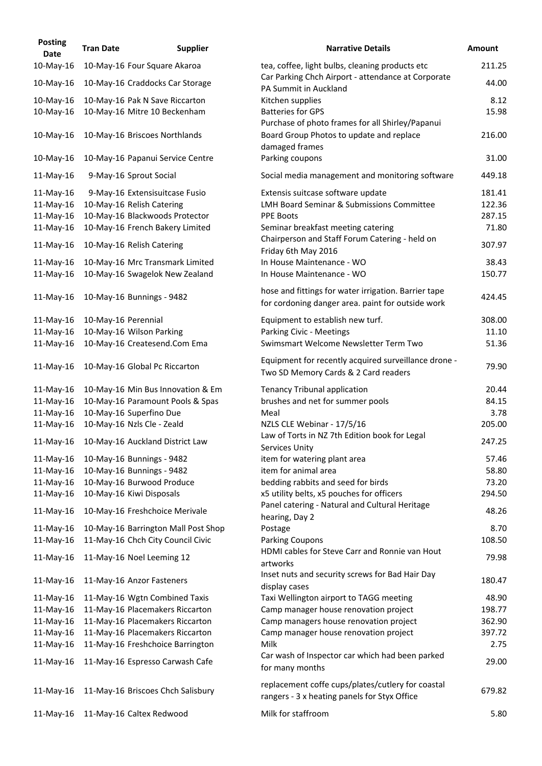| Posting Date | Tran Date | Supplier | Narrative Details | Amount |
|---|---|---|---|---|
| 10-May-16 | 10-May-16 | Four Square Akaroa | tea, coffee, light bulbs, cleaning products etc | 211.25 |
| 10-May-16 | 10-May-16 | Craddocks Car Storage | Car Parking Chch Airport - attendance at Corporate PA Summit in Auckland | 44.00 |
| 10-May-16 | 10-May-16 | Pak N Save Riccarton | Kitchen supplies | 8.12 |
| 10-May-16 | 10-May-16 | Mitre 10 Beckenham | Batteries for GPS | 15.98 |
| 10-May-16 | 10-May-16 | Briscoes Northlands | Purchase of photo frames for all Shirley/Papanui Board Group Photos to update and replace damaged frames | 216.00 |
| 10-May-16 | 10-May-16 | Papanui Service Centre | Parking coupons | 31.00 |
| 11-May-16 | 9-May-16 | Sprout Social | Social media management and monitoring software | 449.18 |
| 11-May-16 | 9-May-16 | Extensisuitcase Fusio | Extensis suitcase software update | 181.41 |
| 11-May-16 | 10-May-16 | Relish Catering | LMH Board Seminar & Submissions Committee | 122.36 |
| 11-May-16 | 10-May-16 | Blackwoods Protector | PPE Boots | 287.15 |
| 11-May-16 | 10-May-16 | French Bakery Limited | Seminar breakfast meeting catering | 71.80 |
| 11-May-16 | 10-May-16 | Relish Catering | Chairperson and Staff Forum Catering - held on Friday 6th May 2016 | 307.97 |
| 11-May-16 | 10-May-16 | Mrc Transmark Limited | In House Maintenance - WO | 38.43 |
| 11-May-16 | 10-May-16 | Swagelok New Zealand | In House Maintenance - WO | 150.77 |
| 11-May-16 | 10-May-16 | Bunnings - 9482 | hose and fittings for water irrigation. Barrier tape for cordoning danger area. paint for outside work | 424.45 |
| 11-May-16 | 10-May-16 | Perennial | Equipment to establish new turf. | 308.00 |
| 11-May-16 | 10-May-16 | Wilson Parking | Parking Civic - Meetings | 11.10 |
| 11-May-16 | 10-May-16 | Createsend.Com Ema | Swimsmart Welcome Newsletter Term Two | 51.36 |
| 11-May-16 | 10-May-16 | Global Pc Riccarton | Equipment for recently acquired surveillance drone - Two SD Memory Cards & 2 Card readers | 79.90 |
| 11-May-16 | 10-May-16 | Min Bus Innovation & Em | Tenancy Tribunal application | 20.44 |
| 11-May-16 | 10-May-16 | Paramount Pools & Spas | brushes and net for summer pools | 84.15 |
| 11-May-16 | 10-May-16 | Superfino Due | Meal | 3.78 |
| 11-May-16 | 10-May-16 | Nzls Cle - Zeald | NZLS CLE Webinar - 17/5/16 | 205.00 |
| 11-May-16 | 10-May-16 | Auckland District Law | Law of Torts in NZ 7th Edition book for Legal Services Unity | 247.25 |
| 11-May-16 | 10-May-16 | Bunnings - 9482 | item for watering plant area | 57.46 |
| 11-May-16 | 10-May-16 | Bunnings - 9482 | item for animal area | 58.80 |
| 11-May-16 | 10-May-16 | Burwood Produce | bedding rabbits and seed for birds | 73.20 |
| 11-May-16 | 10-May-16 | Kiwi Disposals | x5 utility belts, x5 pouches for officers | 294.50 |
| 11-May-16 | 10-May-16 | Freshchoice Merivale | Panel catering - Natural and Cultural Heritage hearing, Day 2 | 48.26 |
| 11-May-16 | 10-May-16 | Barrington Mall Post Shop | Postage | 8.70 |
| 11-May-16 | 11-May-16 | Chch City Council Civic | Parking Coupons | 108.50 |
| 11-May-16 | 11-May-16 | Noel Leeming 12 | HDMI cables for Steve Carr and Ronnie van Hout artworks | 79.98 |
| 11-May-16 | 11-May-16 | Anzor Fasteners | Inset nuts and security screws for Bad Hair Day display cases | 180.47 |
| 11-May-16 | 11-May-16 | Wgtn Combined Taxis | Taxi Wellington airport to TAGG meeting | 48.90 |
| 11-May-16 | 11-May-16 | Placemakers Riccarton | Camp manager house renovation project | 198.77 |
| 11-May-16 | 11-May-16 | Placemakers Riccarton | Camp managers house renovation project | 362.90 |
| 11-May-16 | 11-May-16 | Placemakers Riccarton | Camp manager house renovation project | 397.72 |
| 11-May-16 | 11-May-16 | Freshchoice Barrington | Milk | 2.75 |
| 11-May-16 | 11-May-16 | Espresso Carwash Cafe | Car wash of Inspector car which had been parked for many months | 29.00 |
| 11-May-16 | 11-May-16 | Briscoes Chch Salisbury | replacement coffe cups/plates/cutlery for coastal rangers - 3 x heating panels for Styx Office | 679.82 |
| 11-May-16 | 11-May-16 | Caltex Redwood | Milk for staffroom | 5.80 |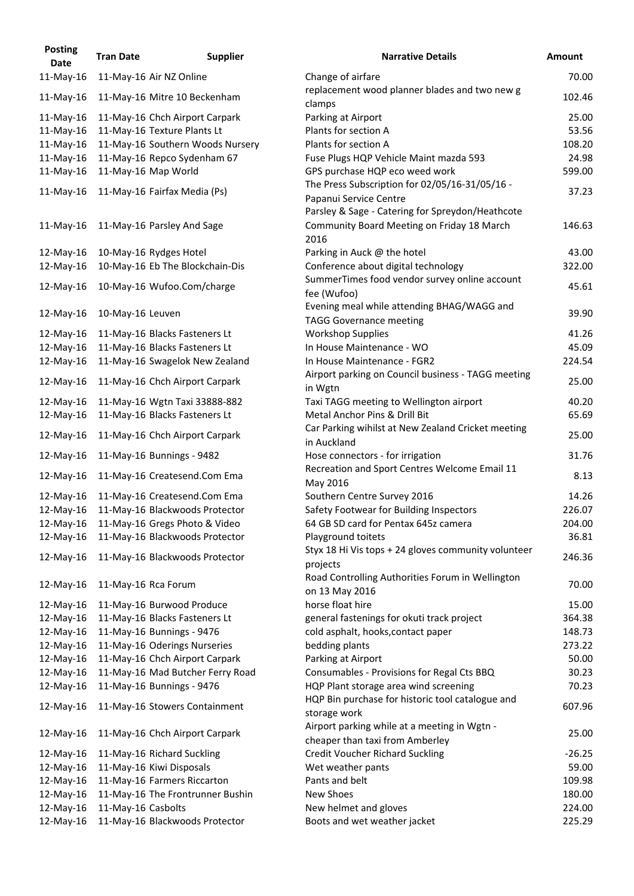| Posting Date | Tran Date | Supplier | Narrative Details | Amount |
|---|---|---|---|---|
| 11-May-16 | 11-May-16 | Air NZ Online | Change of airfare | 70.00 |
| 11-May-16 | 11-May-16 | Mitre 10 Beckenham | replacement wood planner blades and two new g clamps | 102.46 |
| 11-May-16 | 11-May-16 | Chch Airport Carpark | Parking at Airport | 25.00 |
| 11-May-16 | 11-May-16 | Texture Plants Lt | Plants for section A | 53.56 |
| 11-May-16 | 11-May-16 | Southern Woods Nursery | Plants for section A | 108.20 |
| 11-May-16 | 11-May-16 | Repco Sydenham 67 | Fuse Plugs HQP Vehicle Maint mazda 593 | 24.98 |
| 11-May-16 | 11-May-16 | Map World | GPS purchase HQP eco weed work | 599.00 |
| 11-May-16 | 11-May-16 | Fairfax Media (Ps) | The Press Subscription for 02/05/16-31/05/16 - Papanui Service Centre | 37.23 |
| 11-May-16 | 11-May-16 | Parsley And Sage | Parsley & Sage - Catering for Spreydon/Heathcote Community Board Meeting on Friday 18 March 2016 | 146.63 |
| 12-May-16 | 10-May-16 | Rydges Hotel | Parking in Auck @ the hotel | 43.00 |
| 12-May-16 | 10-May-16 | Eb The Blockchain-Dis | Conference about digital technology | 322.00 |
| 12-May-16 | 10-May-16 | Wufoo.Com/charge | SummerTimes food vendor survey online account fee (Wufoo) | 45.61 |
| 12-May-16 | 10-May-16 | Leuven | Evening meal while attending BHAG/WAGG and TAGG Governance meeting | 39.90 |
| 12-May-16 | 11-May-16 | Blacks Fasteners Lt | Workshop Supplies | 41.26 |
| 12-May-16 | 11-May-16 | Blacks Fasteners Lt | In House Maintenance - WO | 45.09 |
| 12-May-16 | 11-May-16 | Swagelok New Zealand | In House Maintenance - FGR2 | 224.54 |
| 12-May-16 | 11-May-16 | Chch Airport Carpark | Airport parking on Council business - TAGG meeting in Wgtn | 25.00 |
| 12-May-16 | 11-May-16 | Wgtn Taxi 33888-882 | Taxi TAGG meeting to Wellington airport | 40.20 |
| 12-May-16 | 11-May-16 | Blacks Fasteners Lt | Metal Anchor Pins & Drill Bit | 65.69 |
| 12-May-16 | 11-May-16 | Chch Airport Carpark | Car Parking wihilst at New Zealand Cricket meeting in Auckland | 25.00 |
| 12-May-16 | 11-May-16 | Bunnings - 9482 | Hose connectors - for irrigation | 31.76 |
| 12-May-16 | 11-May-16 | Createsend.Com Ema | Recreation and Sport Centres Welcome Email 11 May 2016 | 8.13 |
| 12-May-16 | 11-May-16 | Createsend.Com Ema | Southern Centre Survey 2016 | 14.26 |
| 12-May-16 | 11-May-16 | Blackwoods Protector | Safety Footwear for Building Inspectors | 226.07 |
| 12-May-16 | 11-May-16 | Gregs Photo & Video | 64 GB SD card for Pentax 645z camera | 204.00 |
| 12-May-16 | 11-May-16 | Blackwoods Protector | Playground toitets | 36.81 |
| 12-May-16 | 11-May-16 | Blackwoods Protector | Styx 18 Hi Vis tops + 24 gloves community volunteer projects | 246.36 |
| 12-May-16 | 11-May-16 | Rca Forum | Road Controlling Authorities Forum in Wellington on 13 May 2016 | 70.00 |
| 12-May-16 | 11-May-16 | Burwood Produce | horse float hire | 15.00 |
| 12-May-16 | 11-May-16 | Blacks Fasteners Lt | general fastenings for okuti track project | 364.38 |
| 12-May-16 | 11-May-16 | Bunnings - 9476 | cold asphalt, hooks,contact paper | 148.73 |
| 12-May-16 | 11-May-16 | Oderings Nurseries | bedding plants | 273.22 |
| 12-May-16 | 11-May-16 | Chch Airport Carpark | Parking at Airport | 50.00 |
| 12-May-16 | 11-May-16 | Mad Butcher Ferry Road | Consumables - Provisions for Regal Cts BBQ | 30.23 |
| 12-May-16 | 11-May-16 | Bunnings - 9476 | HQP Plant storage area wind screening | 70.23 |
| 12-May-16 | 11-May-16 | Stowers Containment | HQP Bin purchase for historic tool catalogue and storage work | 607.96 |
| 12-May-16 | 11-May-16 | Chch Airport Carpark | Airport parking while at a meeting in Wgtn - cheaper than taxi from Amberley | 25.00 |
| 12-May-16 | 11-May-16 | Richard Suckling | Credit Voucher Richard Suckling | -26.25 |
| 12-May-16 | 11-May-16 | Kiwi Disposals | Wet weather pants | 59.00 |
| 12-May-16 | 11-May-16 | Farmers Riccarton | Pants and belt | 109.98 |
| 12-May-16 | 11-May-16 | The Frontrunner Bushin | New Shoes | 180.00 |
| 12-May-16 | 11-May-16 | Casbolts | New helmet and gloves | 224.00 |
| 12-May-16 | 11-May-16 | Blackwoods Protector | Boots and wet weather jacket | 225.29 |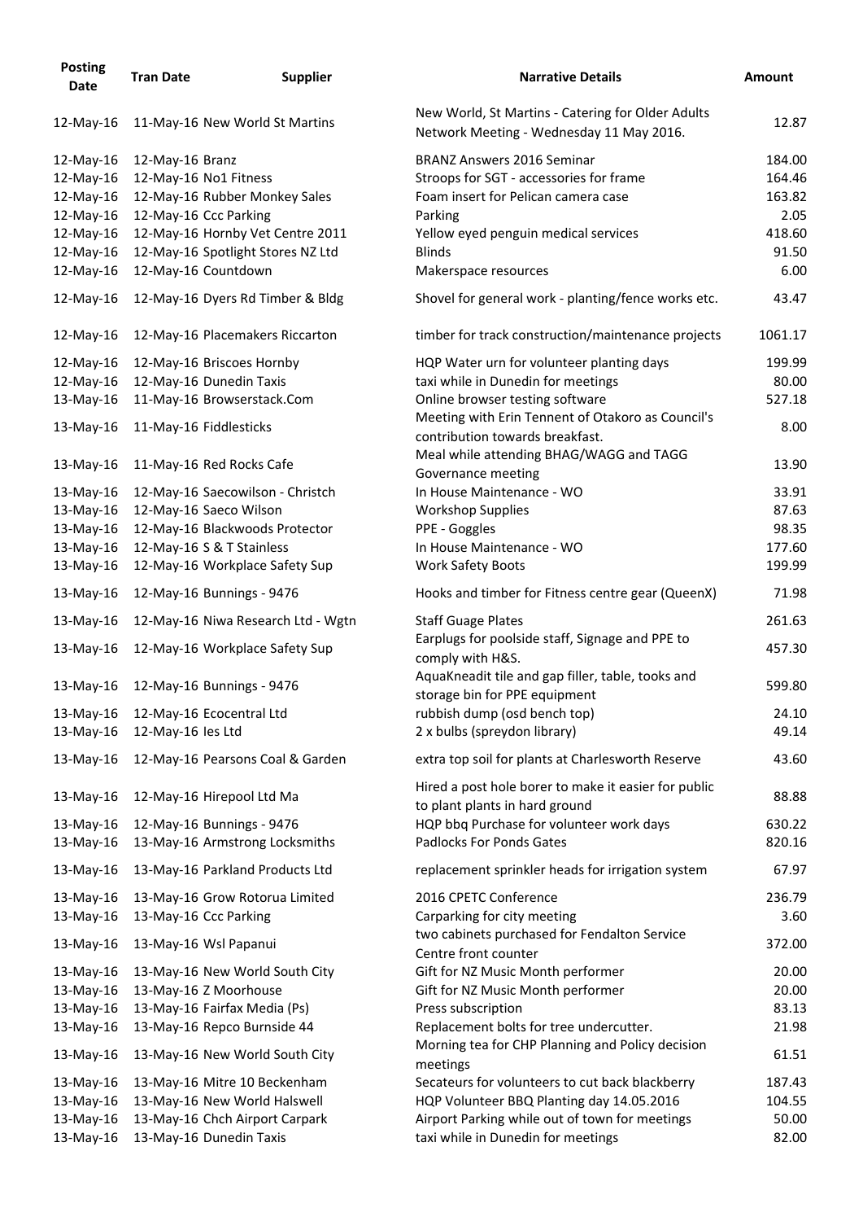| Posting Date | Tran Date | Supplier | Narrative Details | Amount |
|---|---|---|---|---|
| 12-May-16 | 11-May-16 | New World St Martins | New World, St Martins - Catering for Older Adults Network Meeting - Wednesday 11 May 2016. | 12.87 |
| 12-May-16 | 12-May-16 | Branz | BRANZ Answers 2016 Seminar | 184.00 |
| 12-May-16 | 12-May-16 | No1 Fitness | Stroops for SGT - accessories for frame | 164.46 |
| 12-May-16 | 12-May-16 | Rubber Monkey Sales | Foam insert for Pelican camera case | 163.82 |
| 12-May-16 | 12-May-16 | Ccc Parking | Parking | 2.05 |
| 12-May-16 | 12-May-16 | Hornby Vet Centre 2011 | Yellow eyed penguin medical services | 418.60 |
| 12-May-16 | 12-May-16 | Spotlight Stores NZ Ltd | Blinds | 91.50 |
| 12-May-16 | 12-May-16 | Countdown | Makerspace resources | 6.00 |
| 12-May-16 | 12-May-16 | Dyers Rd Timber & Bldg | Shovel for general work - planting/fence works etc. | 43.47 |
| 12-May-16 | 12-May-16 | Placemakers Riccarton | timber for track construction/maintenance projects | 1061.17 |
| 12-May-16 | 12-May-16 | Briscoes Hornby | HQP Water urn for volunteer planting days | 199.99 |
| 12-May-16 | 12-May-16 | Dunedin Taxis | taxi while in Dunedin for meetings | 80.00 |
| 13-May-16 | 11-May-16 | Browserstack.Com | Online browser testing software | 527.18 |
| 13-May-16 | 11-May-16 | Fiddlesticks | Meeting with Erin Tennent of Otakoro as Council's contribution towards breakfast. | 8.00 |
| 13-May-16 | 11-May-16 | Red Rocks Cafe | Meal while attending BHAG/WAGG and TAGG Governance meeting | 13.90 |
| 13-May-16 | 12-May-16 | Saecowilson - Christch | In House Maintenance - WO | 33.91 |
| 13-May-16 | 12-May-16 | Saeco Wilson | Workshop Supplies | 87.63 |
| 13-May-16 | 12-May-16 | Blackwoods Protector | PPE - Goggles | 98.35 |
| 13-May-16 | 12-May-16 | S & T Stainless | In House Maintenance - WO | 177.60 |
| 13-May-16 | 12-May-16 | Workplace Safety Sup | Work Safety Boots | 199.99 |
| 13-May-16 | 12-May-16 | Bunnings - 9476 | Hooks and timber for Fitness centre gear (QueenX) | 71.98 |
| 13-May-16 | 12-May-16 | Niwa Research Ltd - Wgtn | Staff Guage Plates | 261.63 |
| 13-May-16 | 12-May-16 | Workplace Safety Sup | Earplugs for poolside staff, Signage and PPE to comply with H&S. | 457.30 |
| 13-May-16 | 12-May-16 | Bunnings - 9476 | AquaKneadit tile and gap filler, table, tooks and storage bin for PPE equipment | 599.80 |
| 13-May-16 | 12-May-16 | Ecocentral Ltd | rubbish dump (osd bench top) | 24.10 |
| 13-May-16 | 12-May-16 | Ies Ltd | 2 x bulbs (spreydon library) | 49.14 |
| 13-May-16 | 12-May-16 | Pearsons Coal & Garden | extra top soil for plants at Charlesworth Reserve | 43.60 |
| 13-May-16 | 12-May-16 | Hirepool Ltd Ma | Hired a post hole borer to make it easier for public to plant plants in hard ground | 88.88 |
| 13-May-16 | 12-May-16 | Bunnings - 9476 | HQP Purchase for volunteer work days | 630.22 |
| 13-May-16 | 13-May-16 | Armstrong Locksmiths | Padlocks For Ponds Gates | 820.16 |
| 13-May-16 | 13-May-16 | Parkland Products Ltd | replacement sprinkler heads for irrigation system | 67.97 |
| 13-May-16 | 13-May-16 | Grow Rotorua Limited | 2016 CPETC Conference | 236.79 |
| 13-May-16 | 13-May-16 | Ccc Parking | Carparking for city meeting | 3.60 |
| 13-May-16 | 13-May-16 | Wsl Papanui | two cabinets purchased for Fendalton Service Centre front counter | 372.00 |
| 13-May-16 | 13-May-16 | New World South City | Gift for NZ Music Month performer | 20.00 |
| 13-May-16 | 13-May-16 | Z Moorhouse | Gift for NZ Music Month performer | 20.00 |
| 13-May-16 | 13-May-16 | Fairfax Media (Ps) | Press subscription | 83.13 |
| 13-May-16 | 13-May-16 | Repco Burnside 44 | Replacement bolts for tree undercutter. | 21.98 |
| 13-May-16 | 13-May-16 | New World South City | Morning tea for CHP Planning and Policy decision meetings | 61.51 |
| 13-May-16 | 13-May-16 | Mitre 10 Beckenham | Secateurs for volunteers to cut back blackberry | 187.43 |
| 13-May-16 | 13-May-16 | New World Halswell | HQP Volunteer BBQ Planting day 14.05.2016 | 104.55 |
| 13-May-16 | 13-May-16 | Chch Airport Carpark | Airport Parking while out of town for meetings | 50.00 |
| 13-May-16 | 13-May-16 | Dunedin Taxis | taxi while in Dunedin for meetings | 82.00 |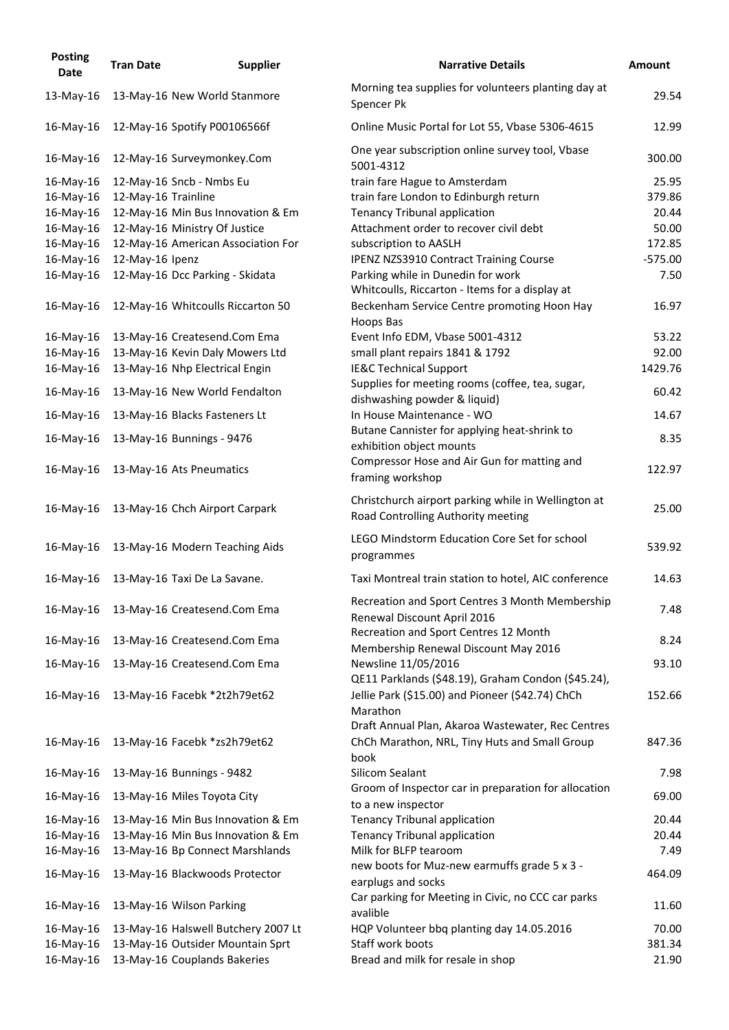| Posting Date | Tran Date | Supplier | Narrative Details | Amount |
|---|---|---|---|---|
| 13-May-16 | 13-May-16 | New World Stanmore | Morning tea supplies for volunteers planting day at Spencer Pk | 29.54 |
| 16-May-16 | 12-May-16 | Spotify P00106566f | Online Music Portal for Lot 55, Vbase 5306-4615 | 12.99 |
| 16-May-16 | 12-May-16 | Surveymonkey.Com | One year subscription online survey tool, Vbase 5001-4312 | 300.00 |
| 16-May-16 | 12-May-16 | Sncb - Nmbs Eu | train fare Hague to Amsterdam | 25.95 |
| 16-May-16 | 12-May-16 | Trainline | train fare London to Edinburgh return | 379.86 |
| 16-May-16 | 12-May-16 | Min Bus Innovation & Em | Tenancy Tribunal application | 20.44 |
| 16-May-16 | 12-May-16 | Ministry Of Justice | Attachment order to recover civil debt | 50.00 |
| 16-May-16 | 12-May-16 | American Association For | subscription to AASLH | 172.85 |
| 16-May-16 | 12-May-16 | Ipenz | IPENZ NZS3910 Contract Training Course | -575.00 |
| 16-May-16 | 12-May-16 | Dcc Parking - Skidata | Parking while in Dunedin for work | 7.50 |
| 16-May-16 | 12-May-16 | Whitcoulls Riccarton 50 | Whitcoulls, Riccarton - Items for a display at Beckenham Service Centre promoting Hoon Hay Hoops Bas | 16.97 |
| 16-May-16 | 13-May-16 | Createsend.Com Ema | Event Info EDM, Vbase 5001-4312 | 53.22 |
| 16-May-16 | 13-May-16 | Kevin Daly Mowers Ltd | small plant repairs 1841 & 1792 | 92.00 |
| 16-May-16 | 13-May-16 | Nhp Electrical Engin | IE&C Technical Support | 1429.76 |
| 16-May-16 | 13-May-16 | New World Fendalton | Supplies for meeting rooms (coffee, tea, sugar, dishwashing powder & liquid) | 60.42 |
| 16-May-16 | 13-May-16 | Blacks Fasteners Lt | In House Maintenance - WO | 14.67 |
| 16-May-16 | 13-May-16 | Bunnings - 9476 | Butane Cannister for applying heat-shrink to exhibition object mounts | 8.35 |
| 16-May-16 | 13-May-16 | Ats Pneumatics | Compressor Hose and Air Gun for matting and framing workshop | 122.97 |
| 16-May-16 | 13-May-16 | Chch Airport Carpark | Christchurch airport parking while in Wellington at Road Controlling Authority meeting | 25.00 |
| 16-May-16 | 13-May-16 | Modern Teaching Aids | LEGO Mindstorm Education Core Set for school programmes | 539.92 |
| 16-May-16 | 13-May-16 | Taxi De La Savane. | Taxi Montreal train station to hotel, AIC conference | 14.63 |
| 16-May-16 | 13-May-16 | Createsend.Com Ema | Recreation and Sport Centres 3 Month Membership Renewal Discount April 2016 | 7.48 |
| 16-May-16 | 13-May-16 | Createsend.Com Ema | Recreation and Sport Centres 12 Month Membership Renewal Discount May 2016 | 8.24 |
| 16-May-16 | 13-May-16 | Createsend.Com Ema | Newsline 11/05/2016 | 93.10 |
| 16-May-16 | 13-May-16 | Facebk *2t2h79et62 | QE11 Parklands ($48.19), Graham Condon ($45.24), Jellie Park ($15.00) and Pioneer ($42.74) ChCh Marathon | 152.66 |
| 16-May-16 | 13-May-16 | Facebk *zs2h79et62 | Draft Annual Plan, Akaroa Wastewater, Rec Centres ChCh Marathon, NRL, Tiny Huts and Small Group book | 847.36 |
| 16-May-16 | 13-May-16 | Bunnings - 9482 | Silicom Sealant | 7.98 |
| 16-May-16 | 13-May-16 | Miles Toyota City | Groom of Inspector car in preparation for allocation to a new inspector | 69.00 |
| 16-May-16 | 13-May-16 | Min Bus Innovation & Em | Tenancy Tribunal application | 20.44 |
| 16-May-16 | 13-May-16 | Min Bus Innovation & Em | Tenancy Tribunal application | 20.44 |
| 16-May-16 | 13-May-16 | Bp Connect Marshlands | Milk for BLFP tearoom | 7.49 |
| 16-May-16 | 13-May-16 | Blackwoods Protector | new boots for Muz-new earmuffs grade 5 x 3 - earplugs and socks | 464.09 |
| 16-May-16 | 13-May-16 | Wilson Parking | Car parking for Meeting in Civic, no CCC car parks avalible | 11.60 |
| 16-May-16 | 13-May-16 | Halswell Butchery 2007 Lt | HQP Volunteer bbq planting day 14.05.2016 | 70.00 |
| 16-May-16 | 13-May-16 | Outsider Mountain Sprt | Staff work boots | 381.34 |
| 16-May-16 | 13-May-16 | Couplands Bakeries | Bread and milk for resale in shop | 21.90 |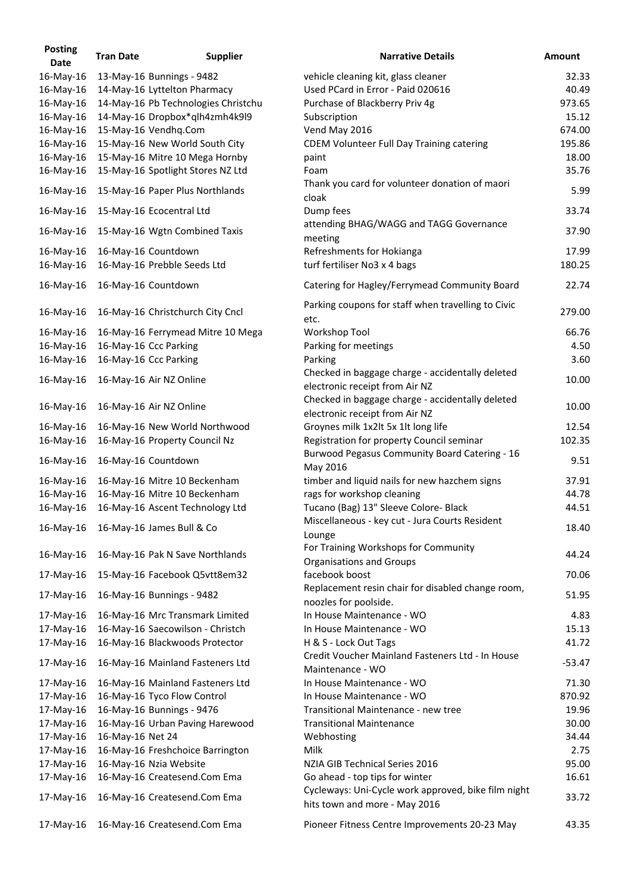| Posting Date | Tran Date | Supplier | Narrative Details | Amount |
|---|---|---|---|---|
| 16-May-16 | 13-May-16 | Bunnings - 9482 | vehicle cleaning kit, glass cleaner | 32.33 |
| 16-May-16 | 14-May-16 | Lyttelton Pharmacy | Used PCard in Error - Paid 020616 | 40.49 |
| 16-May-16 | 14-May-16 | Pb Technologies Christchu | Purchase of Blackberry Priv 4g | 973.65 |
| 16-May-16 | 14-May-16 | Dropbox*qlh4zmh4k9l9 | Subscription | 15.12 |
| 16-May-16 | 15-May-16 | Vendhq.Com | Vend May 2016 | 674.00 |
| 16-May-16 | 15-May-16 | New World South City | CDEM Volunteer Full Day Training catering | 195.86 |
| 16-May-16 | 15-May-16 | Mitre 10 Mega Hornby | paint | 18.00 |
| 16-May-16 | 15-May-16 | Spotlight Stores NZ Ltd | Foam | 35.76 |
| 16-May-16 | 15-May-16 | Paper Plus Northlands | Thank you card for volunteer donation of maori cloak | 5.99 |
| 16-May-16 | 15-May-16 | Ecocentral Ltd | Dump fees | 33.74 |
| 16-May-16 | 15-May-16 | Wgtn Combined Taxis | attending BHAG/WAGG and TAGG Governance meeting | 37.90 |
| 16-May-16 | 16-May-16 | Countdown | Refreshments for Hokianga | 17.99 |
| 16-May-16 | 16-May-16 | Prebble Seeds Ltd | turf fertiliser No3 x 4 bags | 180.25 |
| 16-May-16 | 16-May-16 | Countdown | Catering for Hagley/Ferrymead Community Board | 22.74 |
| 16-May-16 | 16-May-16 | Christchurch City Cncl | Parking coupons for staff when travelling to Civic etc. | 279.00 |
| 16-May-16 | 16-May-16 | Ferrymead Mitre 10 Mega | Workshop Tool | 66.76 |
| 16-May-16 | 16-May-16 | Ccc Parking | Parking for meetings | 4.50 |
| 16-May-16 | 16-May-16 | Ccc Parking | Parking | 3.60 |
| 16-May-16 | 16-May-16 | Air NZ Online | Checked in baggage charge - accidentally deleted electronic receipt from Air NZ | 10.00 |
| 16-May-16 | 16-May-16 | Air NZ Online | Checked in baggage charge - accidentally deleted electronic receipt from Air NZ | 10.00 |
| 16-May-16 | 16-May-16 | New World Northwood | Groynes milk 1x2lt 5x 1lt long life | 12.54 |
| 16-May-16 | 16-May-16 | Property Council Nz | Registration for property Council seminar | 102.35 |
| 16-May-16 | 16-May-16 | Countdown | Burwood Pegasus Community Board Catering - 16 May 2016 | 9.51 |
| 16-May-16 | 16-May-16 | Mitre 10 Beckenham | timber and liquid nails for new hazchem signs | 37.91 |
| 16-May-16 | 16-May-16 | Mitre 10 Beckenham | rags for workshop cleaning | 44.78 |
| 16-May-16 | 16-May-16 | Ascent Technology Ltd | Tucano (Bag) 13" Sleeve Colore- Black | 44.51 |
| 16-May-16 | 16-May-16 | James Bull & Co | Miscellaneous - key cut - Jura Courts Resident Lounge | 18.40 |
| 16-May-16 | 16-May-16 | Pak N Save Northlands | For Training Workshops for Community Organisations and Groups | 44.24 |
| 17-May-16 | 15-May-16 | Facebook Q5vtt8em32 | facebook boost | 70.06 |
| 17-May-16 | 16-May-16 | Bunnings - 9482 | Replacement resin chair for disabled change room, noozles for poolside. | 51.95 |
| 17-May-16 | 16-May-16 | Mrc Transmark Limited | In House Maintenance - WO | 4.83 |
| 17-May-16 | 16-May-16 | Saecowilson - Christch | In House Maintenance - WO | 15.13 |
| 17-May-16 | 16-May-16 | Blackwoods Protector | H & S - Lock Out Tags | 41.72 |
| 17-May-16 | 16-May-16 | Mainland Fasteners Ltd | Credit Voucher Mainland Fasteners Ltd - In House Maintenance - WO | -53.47 |
| 17-May-16 | 16-May-16 | Mainland Fasteners Ltd | In House Maintenance - WO | 71.30 |
| 17-May-16 | 16-May-16 | Tyco Flow Control | In House Maintenance - WO | 870.92 |
| 17-May-16 | 16-May-16 | Bunnings - 9476 | Transitional Maintenance - new tree | 19.96 |
| 17-May-16 | 16-May-16 | Urban Paving Harewood | Transitional Maintenance | 30.00 |
| 17-May-16 | 16-May-16 | Net 24 | Webhosting | 34.44 |
| 17-May-16 | 16-May-16 | Freshchoice Barrington | Milk | 2.75 |
| 17-May-16 | 16-May-16 | Nzia Website | NZIA GIB Technical Series 2016 | 95.00 |
| 17-May-16 | 16-May-16 | Createsend.Com Ema | Go ahead - top tips for winter | 16.61 |
| 17-May-16 | 16-May-16 | Createsend.Com Ema | Cycleways: Uni-Cycle work approved, bike film night hits town and more - May 2016 | 33.72 |
| 17-May-16 | 16-May-16 | Createsend.Com Ema | Pioneer Fitness Centre Improvements 20-23 May | 43.35 |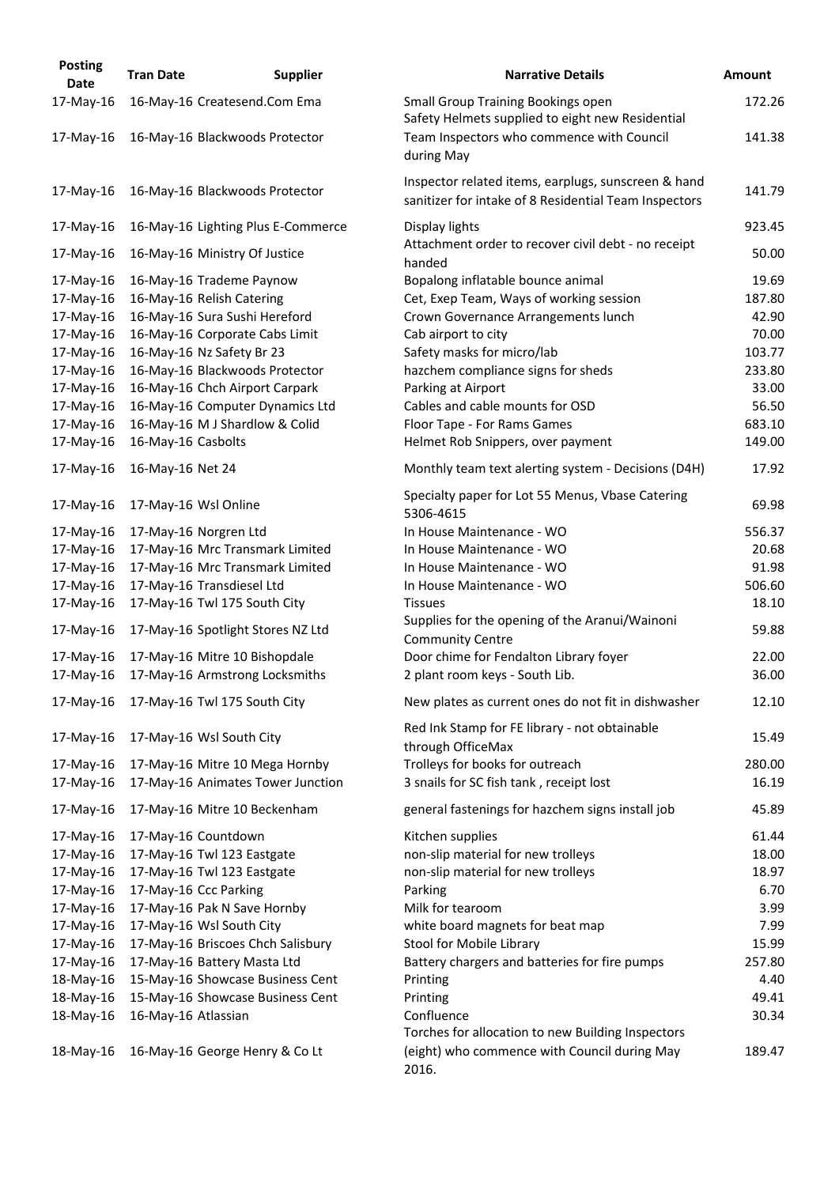| Posting Date | Tran Date | Supplier | Narrative Details | Amount |
|---|---|---|---|---|
| 17-May-16 | 16-May-16 | Createsend.Com Ema | Small Group Training Bookings open | 172.26 |
| 17-May-16 | 16-May-16 | Blackwoods Protector | Safety Helmets supplied to eight new Residential Team Inspectors who commence with Council during May | 141.38 |
| 17-May-16 | 16-May-16 | Blackwoods Protector | Inspector related items, earplugs, sunscreen & hand sanitizer for intake of 8 Residential Team Inspectors | 141.79 |
| 17-May-16 | 16-May-16 | Lighting Plus E-Commerce | Display lights | 923.45 |
| 17-May-16 | 16-May-16 | Ministry Of Justice | Attachment order to recover civil debt - no receipt handed | 50.00 |
| 17-May-16 | 16-May-16 | Trademe Paynow | Bopalong inflatable bounce animal | 19.69 |
| 17-May-16 | 16-May-16 | Relish Catering | Cet, Exep Team, Ways of working session | 187.80 |
| 17-May-16 | 16-May-16 | Sura Sushi Hereford | Crown Governance Arrangements lunch | 42.90 |
| 17-May-16 | 16-May-16 | Corporate Cabs Limit | Cab airport to city | 70.00 |
| 17-May-16 | 16-May-16 | Nz Safety Br 23 | Safety masks for micro/lab | 103.77 |
| 17-May-16 | 16-May-16 | Blackwoods Protector | hazchem compliance signs for sheds | 233.80 |
| 17-May-16 | 16-May-16 | Chch Airport Carpark | Parking at Airport | 33.00 |
| 17-May-16 | 16-May-16 | Computer Dynamics Ltd | Cables and cable mounts for OSD | 56.50 |
| 17-May-16 | 16-May-16 | M J Shardlow & Colid | Floor Tape - For Rams Games | 683.10 |
| 17-May-16 | 16-May-16 | Casbolts | Helmet Rob Snippers, over payment | 149.00 |
| 17-May-16 | 16-May-16 | Net 24 | Monthly team text alerting system - Decisions (D4H) | 17.92 |
| 17-May-16 | 17-May-16 | Wsl Online | Specialty paper for Lot 55 Menus, Vbase Catering 5306-4615 | 69.98 |
| 17-May-16 | 17-May-16 | Norgren Ltd | In House Maintenance - WO | 556.37 |
| 17-May-16 | 17-May-16 | Mrc Transmark Limited | In House Maintenance - WO | 20.68 |
| 17-May-16 | 17-May-16 | Mrc Transmark Limited | In House Maintenance - WO | 91.98 |
| 17-May-16 | 17-May-16 | Transdiesel Ltd | In House Maintenance - WO | 506.60 |
| 17-May-16 | 17-May-16 | Twl 175 South City | Tissues | 18.10 |
| 17-May-16 | 17-May-16 | Spotlight Stores NZ Ltd | Supplies for the opening of the Aranui/Wainoni Community Centre | 59.88 |
| 17-May-16 | 17-May-16 | Mitre 10 Bishopdale | Door chime for Fendalton Library foyer | 22.00 |
| 17-May-16 | 17-May-16 | Armstrong Locksmiths | 2 plant room keys - South Lib. | 36.00 |
| 17-May-16 | 17-May-16 | Twl 175 South City | New plates as current ones do not fit in dishwasher | 12.10 |
| 17-May-16 | 17-May-16 | Wsl South City | Red Ink Stamp for FE library - not obtainable through OfficeMax | 15.49 |
| 17-May-16 | 17-May-16 | Mitre 10 Mega Hornby | Trolleys for books for outreach | 280.00 |
| 17-May-16 | 17-May-16 | Animates Tower Junction | 3 snails for SC fish tank , receipt lost | 16.19 |
| 17-May-16 | 17-May-16 | Mitre 10 Beckenham | general fastenings for hazchem signs install job | 45.89 |
| 17-May-16 | 17-May-16 | Countdown | Kitchen supplies | 61.44 |
| 17-May-16 | 17-May-16 | Twl 123 Eastgate | non-slip material for new trolleys | 18.00 |
| 17-May-16 | 17-May-16 | Twl 123 Eastgate | non-slip material for new trolleys | 18.97 |
| 17-May-16 | 17-May-16 | Ccc Parking | Parking | 6.70 |
| 17-May-16 | 17-May-16 | Pak N Save Hornby | Milk for tearoom | 3.99 |
| 17-May-16 | 17-May-16 | Wsl South City | white board magnets for beat map | 7.99 |
| 17-May-16 | 17-May-16 | Briscoes Chch Salisbury | Stool for Mobile Library | 15.99 |
| 17-May-16 | 17-May-16 | Battery Masta Ltd | Battery chargers and batteries for fire pumps | 257.80 |
| 18-May-16 | 15-May-16 | Showcase Business Cent | Printing | 4.40 |
| 18-May-16 | 15-May-16 | Showcase Business Cent | Printing | 49.41 |
| 18-May-16 | 16-May-16 | Atlassian | Confluence | 30.34 |
| 18-May-16 | 16-May-16 | George Henry & Co Lt | Torches for allocation to new Building Inspectors (eight) who commence with Council during May 2016. | 189.47 |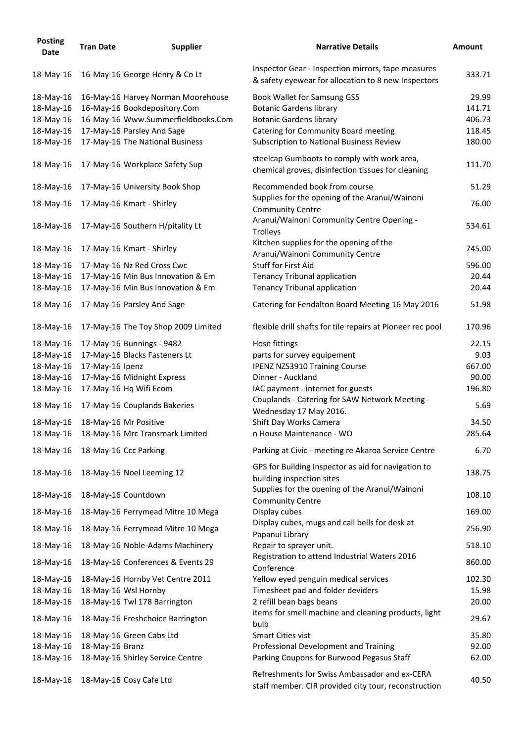| Posting Date | Tran Date | Supplier | Narrative Details | Amount |
|---|---|---|---|---|
| 18-May-16 | 16-May-16 | George Henry & Co Lt | Inspector Gear - Inspection mirrors, tape measures & safety eyewear for allocation to 8 new Inspectors | 333.71 |
| 18-May-16 | 16-May-16 | Harvey Norman Moorehouse | Book Wallet for Samsung GS5 | 29.99 |
| 18-May-16 | 16-May-16 | Bookdepository.Com | Botanic Gardens library | 141.71 |
| 18-May-16 | 16-May-16 | Www.Summerfieldbooks.Com | Botanic Gardens library | 406.73 |
| 18-May-16 | 17-May-16 | Parsley And Sage | Catering for Community Board meeting | 118.45 |
| 18-May-16 | 17-May-16 | The National Business | Subscription to National Business Review | 180.00 |
| 18-May-16 | 17-May-16 | Workplace Safety Sup | steelcap Gumboots to comply with work area, chemical groves, disinfection tissues for cleaning | 111.70 |
| 18-May-16 | 17-May-16 | University Book Shop | Recommended book from course | 51.29 |
| 18-May-16 | 17-May-16 | Kmart - Shirley | Supplies for the opening of the Aranui/Wainoni Community Centre | 76.00 |
| 18-May-16 | 17-May-16 | Southern H/pitality Lt | Aranui/Wainoni Community Centre Opening - Trolleys | 534.61 |
| 18-May-16 | 17-May-16 | Kmart - Shirley | Kitchen supplies for the opening of the Aranui/Wainoni Community Centre | 745.00 |
| 18-May-16 | 17-May-16 | Nz Red Cross Cwc | Stuff for First Aid | 596.00 |
| 18-May-16 | 17-May-16 | Min Bus Innovation & Em | Tenancy Tribunal application | 20.44 |
| 18-May-16 | 17-May-16 | Min Bus Innovation & Em | Tenancy Tribunal application | 20.44 |
| 18-May-16 | 17-May-16 | Parsley And Sage | Catering for Fendalton Board Meeting 16 May 2016 | 51.98 |
| 18-May-16 | 17-May-16 | The Toy Shop 2009 Limited | flexible drill shafts for tile repairs at Pioneer rec pool | 170.96 |
| 18-May-16 | 17-May-16 | Bunnings - 9482 | Hose fittings | 22.15 |
| 18-May-16 | 17-May-16 | Blacks Fasteners Lt | parts for survey equipement | 9.03 |
| 18-May-16 | 17-May-16 | Ipenz | IPENZ NZS3910 Training Course | 667.00 |
| 18-May-16 | 17-May-16 | Midnight Express | Dinner - Auckland | 90.00 |
| 18-May-16 | 17-May-16 | Hq Wifi Ecom | IAC payment - internet for guests | 196.80 |
| 18-May-16 | 17-May-16 | Couplands Bakeries | Couplands - Catering for SAW Network Meeting - Wednesday 17 May 2016. | 5.69 |
| 18-May-16 | 18-May-16 | Mr Positive | Shift Day Works Camera | 34.50 |
| 18-May-16 | 18-May-16 | Mrc Transmark Limited | n House Maintenance - WO | 285.64 |
| 18-May-16 | 18-May-16 | Ccc Parking | Parking at Civic - meeting re Akaroa Service Centre | 6.70 |
| 18-May-16 | 18-May-16 | Noel Leeming 12 | GPS for Building Inspector as aid for navigation to building inspection sites | 138.75 |
| 18-May-16 | 18-May-16 | Countdown | Supplies for the opening of the Aranui/Wainoni Community Centre | 108.10 |
| 18-May-16 | 18-May-16 | Ferrymead Mitre 10 Mega | Display cubes | 169.00 |
| 18-May-16 | 18-May-16 | Ferrymead Mitre 10 Mega | Display cubes, mugs and call bells for desk at Papanui Library | 256.90 |
| 18-May-16 | 18-May-16 | Noble-Adams Machinery | Repair to sprayer unit. | 518.10 |
| 18-May-16 | 18-May-16 | Conferences & Events 29 | Registration to attend Industrial Waters 2016 Conference | 860.00 |
| 18-May-16 | 18-May-16 | Hornby Vet Centre 2011 | Yellow eyed penguin medical services | 102.30 |
| 18-May-16 | 18-May-16 | Wsl Hornby | Timesheet pad and folder deviders | 15.98 |
| 18-May-16 | 18-May-16 | Twl 178 Barrington | 2 refill bean bags beans | 20.00 |
| 18-May-16 | 18-May-16 | Freshchoice Barrington | items for smell machine and cleaning products, light bulb | 29.67 |
| 18-May-16 | 18-May-16 | Green Cabs Ltd | Smart Cities vist | 35.80 |
| 18-May-16 | 18-May-16 | Branz | Professional Development and Training | 92.00 |
| 18-May-16 | 18-May-16 | Shirley Service Centre | Parking Coupons for Burwood Pegasus Staff | 62.00 |
| 18-May-16 | 18-May-16 | Cosy Cafe Ltd | Refreshments for Swiss Ambassador and ex-CERA staff member. CIR provided city tour, reconstruction | 40.50 |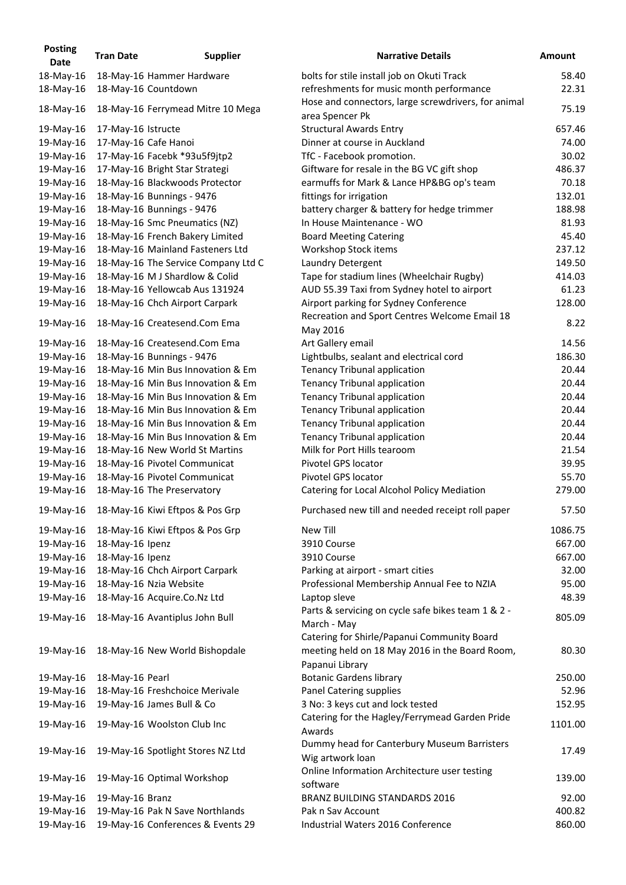| Posting Date | Tran Date | Supplier | Narrative Details | Amount |
|---|---|---|---|---|
| 18-May-16 | 18-May-16 | Hammer Hardware | bolts for stile install job on Okuti Track | 58.40 |
| 18-May-16 | 18-May-16 | Countdown | refreshments for music month performance | 22.31 |
| 18-May-16 | 18-May-16 | Ferrymead Mitre 10 Mega | Hose and connectors, large screwdrivers, for animal area Spencer Pk | 75.19 |
| 19-May-16 | 17-May-16 | Istructe | Structural Awards Entry | 657.46 |
| 19-May-16 | 17-May-16 | Cafe Hanoi | Dinner at course in Auckland | 74.00 |
| 19-May-16 | 17-May-16 | Facebk *93u5f9jtp2 | TfC - Facebook promotion. | 30.02 |
| 19-May-16 | 17-May-16 | Bright Star Strategi | Giftware for resale in the BG VC gift shop | 486.37 |
| 19-May-16 | 18-May-16 | Blackwoods Protector | earmuffs for Mark & Lance HP&BG op's team | 70.18 |
| 19-May-16 | 18-May-16 | Bunnings - 9476 | fittings for irrigation | 132.01 |
| 19-May-16 | 18-May-16 | Bunnings - 9476 | battery charger & battery for hedge trimmer | 188.98 |
| 19-May-16 | 18-May-16 | Smc Pneumatics (NZ) | In House Maintenance - WO | 81.93 |
| 19-May-16 | 18-May-16 | French Bakery Limited | Board Meeting Catering | 45.40 |
| 19-May-16 | 18-May-16 | Mainland Fasteners Ltd | Workshop Stock items | 237.12 |
| 19-May-16 | 18-May-16 | The Service Company Ltd C | Laundry Detergent | 149.50 |
| 19-May-16 | 18-May-16 | M J Shardlow & Colid | Tape for stadium lines (Wheelchair Rugby) | 414.03 |
| 19-May-16 | 18-May-16 | Yellowcab Aus 131924 | AUD 55.39 Taxi from Sydney hotel to airport | 61.23 |
| 19-May-16 | 18-May-16 | Chch Airport Carpark | Airport parking for Sydney Conference | 128.00 |
| 19-May-16 | 18-May-16 | Createsend.Com Ema | Recreation and Sport Centres Welcome Email 18 May 2016 | 8.22 |
| 19-May-16 | 18-May-16 | Createsend.Com Ema | Art Gallery email | 14.56 |
| 19-May-16 | 18-May-16 | Bunnings - 9476 | Lightbulbs, sealant and electrical cord | 186.30 |
| 19-May-16 | 18-May-16 | Min Bus Innovation & Em | Tenancy Tribunal application | 20.44 |
| 19-May-16 | 18-May-16 | Min Bus Innovation & Em | Tenancy Tribunal application | 20.44 |
| 19-May-16 | 18-May-16 | Min Bus Innovation & Em | Tenancy Tribunal application | 20.44 |
| 19-May-16 | 18-May-16 | Min Bus Innovation & Em | Tenancy Tribunal application | 20.44 |
| 19-May-16 | 18-May-16 | Min Bus Innovation & Em | Tenancy Tribunal application | 20.44 |
| 19-May-16 | 18-May-16 | Min Bus Innovation & Em | Tenancy Tribunal application | 20.44 |
| 19-May-16 | 18-May-16 | New World St Martins | Milk for Port Hills tearoom | 21.54 |
| 19-May-16 | 18-May-16 | Pivotel Communicat | Pivotel GPS locator | 39.95 |
| 19-May-16 | 18-May-16 | Pivotel Communicat | Pivotel GPS locator | 55.70 |
| 19-May-16 | 18-May-16 | The Preservatory | Catering for Local Alcohol Policy Mediation | 279.00 |
| 19-May-16 | 18-May-16 | Kiwi Eftpos & Pos Grp | Purchased new till and needed receipt roll paper | 57.50 |
| 19-May-16 | 18-May-16 | Kiwi Eftpos & Pos Grp | New Till | 1086.75 |
| 19-May-16 | 18-May-16 | Ipenz | 3910 Course | 667.00 |
| 19-May-16 | 18-May-16 | Ipenz | 3910 Course | 667.00 |
| 19-May-16 | 18-May-16 | Chch Airport Carpark | Parking at airport - smart cities | 32.00 |
| 19-May-16 | 18-May-16 | Nzia Website | Professional Membership Annual Fee to NZIA | 95.00 |
| 19-May-16 | 18-May-16 | Acquire.Co.Nz Ltd | Laptop sleve | 48.39 |
| 19-May-16 | 18-May-16 | Avantiplus John Bull | Parts & servicing on cycle safe bikes team 1 & 2 - March - May | 805.09 |
| 19-May-16 | 18-May-16 | New World Bishopdale | Catering for Shirle/Papanui Community Board meeting held on 18 May 2016 in the Board Room, Papanui Library | 80.30 |
| 19-May-16 | 18-May-16 | Pearl | Botanic Gardens library | 250.00 |
| 19-May-16 | 18-May-16 | Freshchoice Merivale | Panel Catering supplies | 52.96 |
| 19-May-16 | 19-May-16 | James Bull & Co | 3 No: 3 keys cut and lock tested | 152.95 |
| 19-May-16 | 19-May-16 | Woolston Club Inc | Catering for the Hagley/Ferrymead Garden Pride Awards | 1101.00 |
| 19-May-16 | 19-May-16 | Spotlight Stores NZ Ltd | Dummy head for Canterbury Museum Barristers Wig artwork loan | 17.49 |
| 19-May-16 | 19-May-16 | Optimal Workshop | Online Information Architecture user testing software | 139.00 |
| 19-May-16 | 19-May-16 | Branz | BRANZ BUILDING STANDARDS 2016 | 92.00 |
| 19-May-16 | 19-May-16 | Pak N Save Northlands | Pak n Sav Account | 400.82 |
| 19-May-16 | 19-May-16 | Conferences & Events 29 | Industrial Waters 2016 Conference | 860.00 |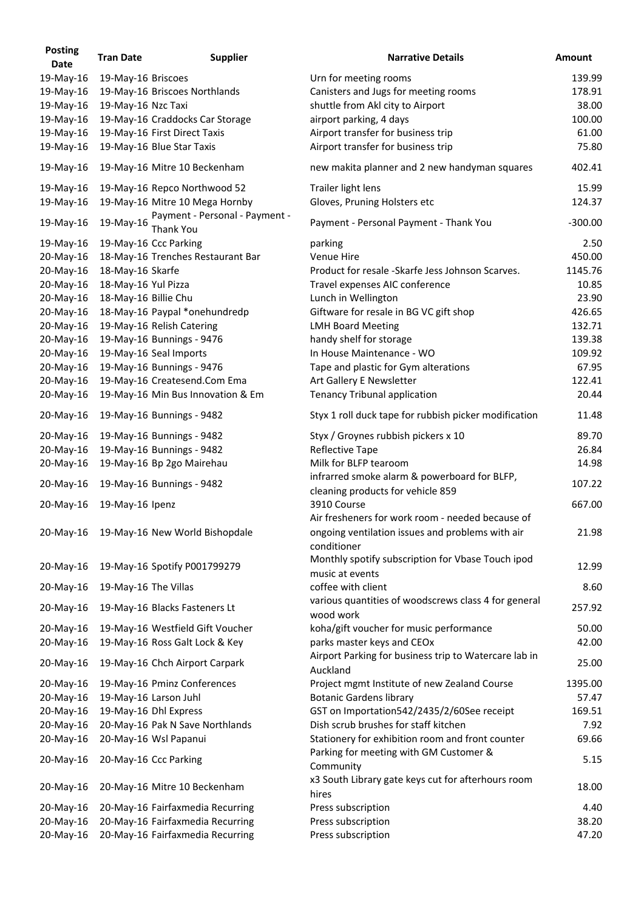| Posting Date | Tran Date | Supplier | Narrative Details | Amount |
|---|---|---|---|---|
| 19-May-16 | 19-May-16 | Briscoes | Urn for meeting rooms | 139.99 |
| 19-May-16 | 19-May-16 | Briscoes Northlands | Canisters and Jugs for meeting rooms | 178.91 |
| 19-May-16 | 19-May-16 | Nzc Taxi | shuttle from Akl city to Airport | 38.00 |
| 19-May-16 | 19-May-16 | Craddocks Car Storage | airport parking, 4 days | 100.00 |
| 19-May-16 | 19-May-16 | First Direct Taxis | Airport transfer for business trip | 61.00 |
| 19-May-16 | 19-May-16 | Blue Star Taxis | Airport transfer for business trip | 75.80 |
| 19-May-16 | 19-May-16 | Mitre 10 Beckenham | new makita planner and 2 new handyman squares | 402.41 |
| 19-May-16 | 19-May-16 | Repco Northwood 52 | Trailer light lens | 15.99 |
| 19-May-16 | 19-May-16 | Mitre 10 Mega Hornby | Gloves, Pruning Holsters etc | 124.37 |
| 19-May-16 | 19-May-16 | Payment - Personal - Payment - Thank You | Payment - Personal Payment - Thank You | -300.00 |
| 19-May-16 | 19-May-16 | Ccc Parking | parking | 2.50 |
| 20-May-16 | 18-May-16 | Trenches Restaurant Bar | Venue Hire | 450.00 |
| 20-May-16 | 18-May-16 | Skarfe | Product for resale -Skarfe Jess Johnson Scarves. | 1145.76 |
| 20-May-16 | 18-May-16 | Yul Pizza | Travel expenses AIC conference | 10.85 |
| 20-May-16 | 18-May-16 | Billie Chu | Lunch in Wellington | 23.90 |
| 20-May-16 | 18-May-16 | Paypal *onehundredp | Giftware for resale in BG VC gift shop | 426.65 |
| 20-May-16 | 19-May-16 | Relish Catering | LMH Board Meeting | 132.71 |
| 20-May-16 | 19-May-16 | Bunnings - 9476 | handy shelf for storage | 139.38 |
| 20-May-16 | 19-May-16 | Seal Imports | In House Maintenance - WO | 109.92 |
| 20-May-16 | 19-May-16 | Bunnings - 9476 | Tape and plastic for Gym alterations | 67.95 |
| 20-May-16 | 19-May-16 | Createsend.Com Ema | Art Gallery E Newsletter | 122.41 |
| 20-May-16 | 19-May-16 | Min Bus Innovation & Em | Tenancy Tribunal application | 20.44 |
| 20-May-16 | 19-May-16 | Bunnings - 9482 | Styx 1 roll duck tape for rubbish picker modification | 11.48 |
| 20-May-16 | 19-May-16 | Bunnings - 9482 | Styx / Groynes rubbish pickers x 10 | 89.70 |
| 20-May-16 | 19-May-16 | Bunnings - 9482 | Reflective Tape | 26.84 |
| 20-May-16 | 19-May-16 | Bp 2go Mairehau | Milk for BLFP tearoom | 14.98 |
| 20-May-16 | 19-May-16 | Bunnings - 9482 | infrarred smoke alarm & powerboard for BLFP, cleaning products for vehicle 859 | 107.22 |
| 20-May-16 | 19-May-16 | Ipenz | 3910 Course | 667.00 |
| 20-May-16 | 19-May-16 | New World Bishopdale | Air fresheners for work room - needed because of ongoing ventilation issues and problems with air conditioner | 21.98 |
| 20-May-16 | 19-May-16 | Spotify P001799279 | Monthly spotify subscription for Vbase Touch ipod music at events | 12.99 |
| 20-May-16 | 19-May-16 | The Villas | coffee with client | 8.60 |
| 20-May-16 | 19-May-16 | Blacks Fasteners Lt | various quantities of woodscrews class 4 for general wood work | 257.92 |
| 20-May-16 | 19-May-16 | Westfield Gift Voucher | koha/gift voucher for music performance | 50.00 |
| 20-May-16 | 19-May-16 | Ross Galt Lock & Key | parks master keys and CEOx | 42.00 |
| 20-May-16 | 19-May-16 | Chch Airport Carpark | Airport Parking for business trip to Watercare lab in Auckland | 25.00 |
| 20-May-16 | 19-May-16 | Pminz Conferences | Project mgmt Institute of new Zealand Course | 1395.00 |
| 20-May-16 | 19-May-16 | Larson Juhl | Botanic Gardens library | 57.47 |
| 20-May-16 | 19-May-16 | Dhl Express | GST on Importation542/2435/2/60See receipt | 169.51 |
| 20-May-16 | 20-May-16 | Pak N Save Northlands | Dish scrub brushes for staff kitchen | 7.92 |
| 20-May-16 | 20-May-16 | Wsl Papanui | Stationery for exhibition room and front counter | 69.66 |
| 20-May-16 | 20-May-16 | Ccc Parking | Parking for meeting with GM Customer & Community | 5.15 |
| 20-May-16 | 20-May-16 | Mitre 10 Beckenham | x3 South Library gate keys cut for afterhours room hires | 18.00 |
| 20-May-16 | 20-May-16 | Fairfaxmedia Recurring | Press subscription | 4.40 |
| 20-May-16 | 20-May-16 | Fairfaxmedia Recurring | Press subscription | 38.20 |
| 20-May-16 | 20-May-16 | Fairfaxmedia Recurring | Press subscription | 47.20 |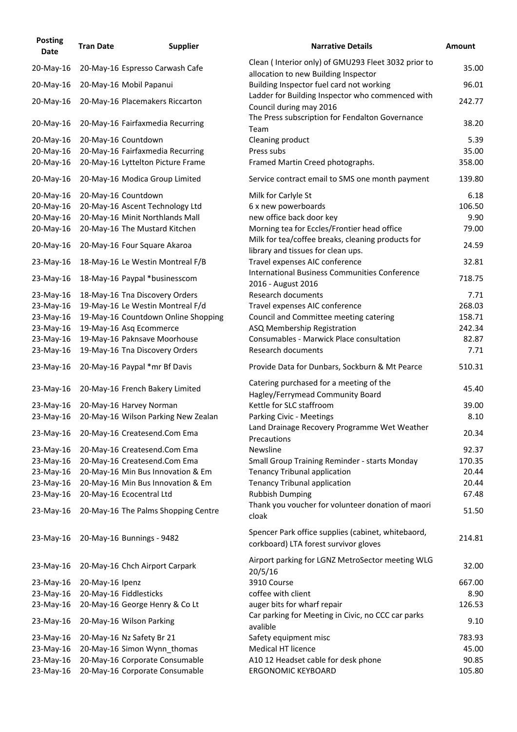| Posting Date | Tran Date | Supplier | Narrative Details | Amount |
|---|---|---|---|---|
| 20-May-16 | 20-May-16 | Espresso Carwash Cafe | Clean ( Interior only) of GMU293 Fleet 3032 prior to allocation to new Building Inspector | 35.00 |
| 20-May-16 | 20-May-16 | Mobil Papanui | Building Inspector fuel card not working | 96.01 |
| 20-May-16 | 20-May-16 | Placemakers Riccarton | Ladder for Building Inspector who commenced with Council during may 2016 | 242.77 |
| 20-May-16 | 20-May-16 | Fairfaxmedia Recurring | The Press subscription for Fendalton Governance Team | 38.20 |
| 20-May-16 | 20-May-16 | Countdown | Cleaning product | 5.39 |
| 20-May-16 | 20-May-16 | Fairfaxmedia Recurring | Press subs | 35.00 |
| 20-May-16 | 20-May-16 | Lyttelton Picture Frame | Framed Martin Creed photographs. | 358.00 |
| 20-May-16 | 20-May-16 | Modica Group Limited | Service contract email to SMS one month payment | 139.80 |
| 20-May-16 | 20-May-16 | Countdown | Milk for Carlyle St | 6.18 |
| 20-May-16 | 20-May-16 | Ascent Technology Ltd | 6 x new powerboards | 106.50 |
| 20-May-16 | 20-May-16 | Minit Northlands Mall | new office back door key | 9.90 |
| 20-May-16 | 20-May-16 | The Mustard Kitchen | Morning tea for Eccles/Frontier head office | 79.00 |
| 20-May-16 | 20-May-16 | Four Square Akaroa | Milk for tea/coffee breaks, cleaning products for library and tissues for clean ups. | 24.59 |
| 23-May-16 | 18-May-16 | Le Westin Montreal F/B | Travel expenses AIC conference | 32.81 |
| 23-May-16 | 18-May-16 | Paypal *businesscom | International Business Communities Conference 2016 - August 2016 | 718.75 |
| 23-May-16 | 18-May-16 | Tna Discovery Orders | Research documents | 7.71 |
| 23-May-16 | 19-May-16 | Le Westin Montreal F/d | Travel expenses AIC conference | 268.03 |
| 23-May-16 | 19-May-16 | Countdown Online Shopping | Council and Committee meeting catering | 158.71 |
| 23-May-16 | 19-May-16 | Asq Ecommerce | ASQ Membership Registration | 242.34 |
| 23-May-16 | 19-May-16 | Pakns ave Moorhouse | Consumables - Marwick Place consultation | 82.87 |
| 23-May-16 | 19-May-16 | Tna Discovery Orders | Research documents | 7.71 |
| 23-May-16 | 20-May-16 | Paypal *mr Bf Davis | Provide Data for Dunbars, Sockburn & Mt Pearce | 510.31 |
| 23-May-16 | 20-May-16 | French Bakery Limited | Catering purchased for a meeting of the Hagley/Ferrymead Community Board | 45.40 |
| 23-May-16 | 20-May-16 | Harvey Norman | Kettle for SLC staffroom | 39.00 |
| 23-May-16 | 20-May-16 | Wilson Parking New Zealan | Parking Civic - Meetings | 8.10 |
| 23-May-16 | 20-May-16 | Createsend.Com Ema | Land Drainage Recovery Programme Wet Weather Precautions | 20.34 |
| 23-May-16 | 20-May-16 | Createsend.Com Ema | Newsline | 92.37 |
| 23-May-16 | 20-May-16 | Createsend.Com Ema | Small Group Training Reminder - starts Monday | 170.35 |
| 23-May-16 | 20-May-16 | Min Bus Innovation & Em | Tenancy Tribunal application | 20.44 |
| 23-May-16 | 20-May-16 | Min Bus Innovation & Em | Tenancy Tribunal application | 20.44 |
| 23-May-16 | 20-May-16 | Ecocentral Ltd | Rubbish Dumping | 67.48 |
| 23-May-16 | 20-May-16 | The Palms Shopping Centre | Thank you voucher for volunteer donation of maori cloak | 51.50 |
| 23-May-16 | 20-May-16 | Bunnings - 9482 | Spencer Park office supplies (cabinet, whitebaord, corkboard) LTA forest survivor gloves | 214.81 |
| 23-May-16 | 20-May-16 | Chch Airport Carpark | Airport parking for LGNZ MetroSector meeting WLG 20/5/16 | 32.00 |
| 23-May-16 | 20-May-16 | Ipenz | 3910 Course | 667.00 |
| 23-May-16 | 20-May-16 | Fiddlesticks | coffee with client | 8.90 |
| 23-May-16 | 20-May-16 | George Henry & Co Lt | auger bits for wharf repair | 126.53 |
| 23-May-16 | 20-May-16 | Wilson Parking | Car parking for Meeting in Civic, no CCC car parks avalible | 9.10 |
| 23-May-16 | 20-May-16 | Nz Safety Br 21 | Safety equipment misc | 783.93 |
| 23-May-16 | 20-May-16 | Simon Wynn_thomas | Medical HT licence | 45.00 |
| 23-May-16 | 20-May-16 | Corporate Consumable | A10 12 Headset cable for desk phone | 90.85 |
| 23-May-16 | 20-May-16 | Corporate Consumable | ERGONOMIC KEYBOARD | 105.80 |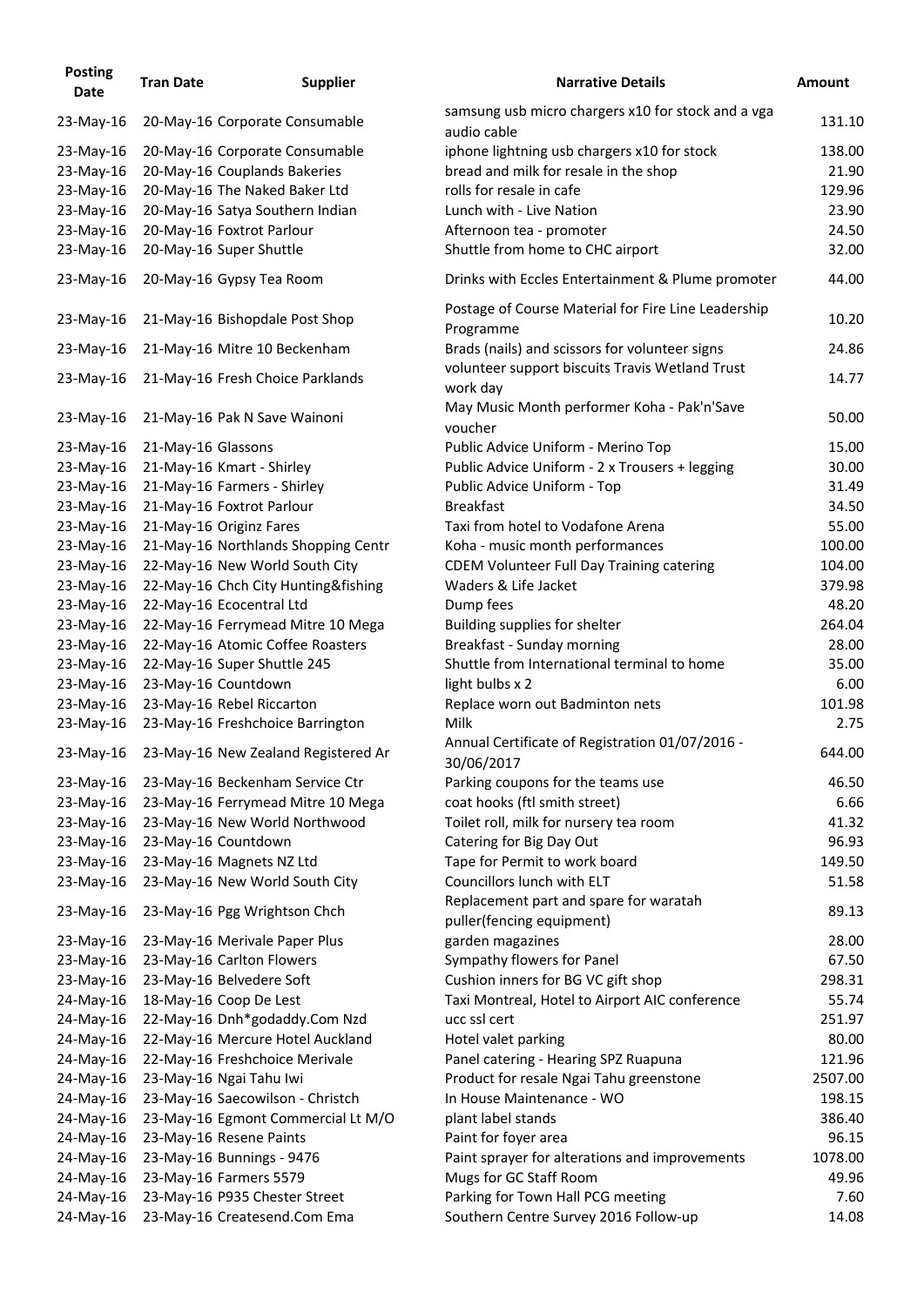| Posting Date | Tran Date | Supplier | Narrative Details | Amount |
|---|---|---|---|---|
| 23-May-16 | 20-May-16 | Corporate Consumable | samsung usb micro chargers x10 for stock and a vga audio cable | 131.10 |
| 23-May-16 | 20-May-16 | Corporate Consumable | iphone lightning usb chargers x10 for stock | 138.00 |
| 23-May-16 | 20-May-16 | Couplands Bakeries | bread and milk for resale in the shop | 21.90 |
| 23-May-16 | 20-May-16 | The Naked Baker Ltd | rolls for resale in cafe | 129.96 |
| 23-May-16 | 20-May-16 | Satya Southern Indian | Lunch with - Live Nation | 23.90 |
| 23-May-16 | 20-May-16 | Foxtrot Parlour | Afternoon tea - promoter | 24.50 |
| 23-May-16 | 20-May-16 | Super Shuttle | Shuttle from home to CHC airport | 32.00 |
| 23-May-16 | 20-May-16 | Gypsy Tea Room | Drinks with Eccles Entertainment & Plume promoter | 44.00 |
| 23-May-16 | 21-May-16 | Bishopdale Post Shop | Postage of Course Material for Fire Line Leadership Programme | 10.20 |
| 23-May-16 | 21-May-16 | Mitre 10 Beckenham | Brads (nails) and scissors for volunteer signs | 24.86 |
| 23-May-16 | 21-May-16 | Fresh Choice Parklands | volunteer support biscuits Travis Wetland Trust work day | 14.77 |
| 23-May-16 | 21-May-16 | Pak N Save Wainoni | May Music Month performer Koha - Pak'n'Save voucher | 50.00 |
| 23-May-16 | 21-May-16 | Glassons | Public Advice Uniform - Merino Top | 15.00 |
| 23-May-16 | 21-May-16 | Kmart - Shirley | Public Advice Uniform - 2 x Trousers + legging | 30.00 |
| 23-May-16 | 21-May-16 | Farmers - Shirley | Public Advice Uniform - Top | 31.49 |
| 23-May-16 | 21-May-16 | Foxtrot Parlour | Breakfast | 34.50 |
| 23-May-16 | 21-May-16 | Originz Fares | Taxi from hotel to Vodafone Arena | 55.00 |
| 23-May-16 | 21-May-16 | Northlands Shopping Centr | Koha - music month performances | 100.00 |
| 23-May-16 | 22-May-16 | New World South City | CDEM Volunteer Full Day Training catering | 104.00 |
| 23-May-16 | 22-May-16 | Chch City Hunting&fishing | Waders & Life Jacket | 379.98 |
| 23-May-16 | 22-May-16 | Ecocentral Ltd | Dump fees | 48.20 |
| 23-May-16 | 22-May-16 | Ferrymead Mitre 10 Mega | Building supplies for shelter | 264.04 |
| 23-May-16 | 22-May-16 | Atomic Coffee Roasters | Breakfast - Sunday morning | 28.00 |
| 23-May-16 | 22-May-16 | Super Shuttle 245 | Shuttle from International terminal to home | 35.00 |
| 23-May-16 | 23-May-16 | Countdown | light bulbs x 2 | 6.00 |
| 23-May-16 | 23-May-16 | Rebel Riccarton | Replace worn out Badminton nets | 101.98 |
| 23-May-16 | 23-May-16 | Freshchoice Barrington | Milk | 2.75 |
| 23-May-16 | 23-May-16 | New Zealand Registered Ar | Annual Certificate of Registration 01/07/2016 - 30/06/2017 | 644.00 |
| 23-May-16 | 23-May-16 | Beckenham Service Ctr | Parking coupons for the teams use | 46.50 |
| 23-May-16 | 23-May-16 | Ferrymead Mitre 10 Mega | coat hooks (ftl smith street) | 6.66 |
| 23-May-16 | 23-May-16 | New World Northwood | Toilet roll, milk for nursery tea room | 41.32 |
| 23-May-16 | 23-May-16 | Countdown | Catering for Big Day Out | 96.93 |
| 23-May-16 | 23-May-16 | Magnets NZ Ltd | Tape for Permit to work board | 149.50 |
| 23-May-16 | 23-May-16 | New World South City | Councillors lunch with ELT | 51.58 |
| 23-May-16 | 23-May-16 | Pgg Wrightson Chch | Replacement part and spare for waratah puller(fencing equipment) | 89.13 |
| 23-May-16 | 23-May-16 | Merivale Paper Plus | garden magazines | 28.00 |
| 23-May-16 | 23-May-16 | Carlton Flowers | Sympathy flowers for Panel | 67.50 |
| 23-May-16 | 23-May-16 | Belvedere Soft | Cushion inners for BG VC gift shop | 298.31 |
| 24-May-16 | 18-May-16 | Coop De Lest | Taxi Montreal, Hotel to Airport AIC conference | 55.74 |
| 24-May-16 | 22-May-16 | Dnh*godaddy.Com Nzd | ucc ssl cert | 251.97 |
| 24-May-16 | 22-May-16 | Mercure Hotel Auckland | Hotel valet parking | 80.00 |
| 24-May-16 | 22-May-16 | Freshchoice Merivale | Panel catering - Hearing SPZ Ruapuna | 121.96 |
| 24-May-16 | 23-May-16 | Ngai Tahu Iwi | Product for resale Ngai Tahu greenstone | 2507.00 |
| 24-May-16 | 23-May-16 | Saecowilson - Christch | In House Maintenance - WO | 198.15 |
| 24-May-16 | 23-May-16 | Egmont Commercial Lt M/O | plant label stands | 386.40 |
| 24-May-16 | 23-May-16 | Resene Paints | Paint for foyer area | 96.15 |
| 24-May-16 | 23-May-16 | Bunnings - 9476 | Paint sprayer for alterations and improvements | 1078.00 |
| 24-May-16 | 23-May-16 | Farmers 5579 | Mugs for GC Staff Room | 49.96 |
| 24-May-16 | 23-May-16 | P935 Chester Street | Parking for Town Hall PCG meeting | 7.60 |
| 24-May-16 | 23-May-16 | Createsend.Com Ema | Southern Centre Survey 2016 Follow-up | 14.08 |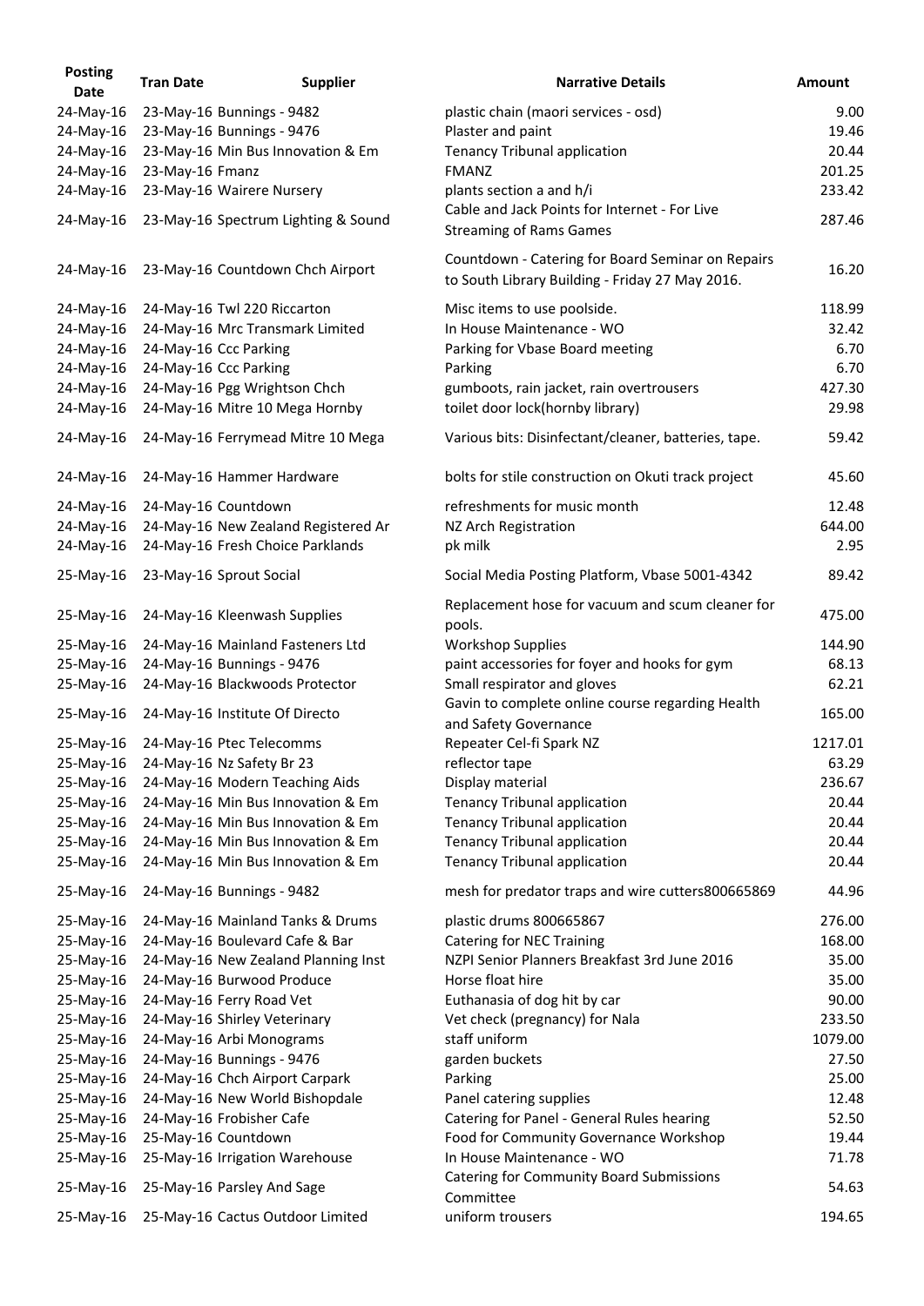| Posting Date | Tran Date | Supplier | Narrative Details | Amount |
|---|---|---|---|---|
| 24-May-16 | 23-May-16 | Bunnings - 9482 | plastic chain (maori services - osd) | 9.00 |
| 24-May-16 | 23-May-16 | Bunnings - 9476 | Plaster and paint | 19.46 |
| 24-May-16 | 23-May-16 | Min Bus Innovation & Em | Tenancy Tribunal application | 20.44 |
| 24-May-16 | 23-May-16 | Fmanz | FMANZ | 201.25 |
| 24-May-16 | 23-May-16 | Wairere Nursery | plants section a and h/i | 233.42 |
| 24-May-16 | 23-May-16 | Spectrum Lighting & Sound | Cable and Jack Points for Internet - For Live Streaming of Rams Games | 287.46 |
| 24-May-16 | 23-May-16 | Countdown Chch Airport | Countdown - Catering for Board Seminar on Repairs to South Library Building - Friday 27 May 2016. | 16.20 |
| 24-May-16 | 24-May-16 | Twl 220 Riccarton | Misc items to use poolside. | 118.99 |
| 24-May-16 | 24-May-16 | Mrc Transmark Limited | In House Maintenance - WO | 32.42 |
| 24-May-16 | 24-May-16 | Ccc Parking | Parking for Vbase Board meeting | 6.70 |
| 24-May-16 | 24-May-16 | Ccc Parking | Parking | 6.70 |
| 24-May-16 | 24-May-16 | Pgg Wrightson Chch | gumboots, rain jacket, rain overtrousers | 427.30 |
| 24-May-16 | 24-May-16 | Mitre 10 Mega Hornby | toilet door lock(hornby library) | 29.98 |
| 24-May-16 | 24-May-16 | Ferrymead Mitre 10 Mega | Various bits: Disinfectant/cleaner, batteries, tape. | 59.42 |
| 24-May-16 | 24-May-16 | Hammer Hardware | bolts for stile construction on Okuti track project | 45.60 |
| 24-May-16 | 24-May-16 | Countdown | refreshments for music month | 12.48 |
| 24-May-16 | 24-May-16 | New Zealand Registered Ar | NZ Arch Registration | 644.00 |
| 24-May-16 | 24-May-16 | Fresh Choice Parklands | pk milk | 2.95 |
| 25-May-16 | 23-May-16 | Sprout Social | Social Media Posting Platform, Vbase 5001-4342 | 89.42 |
| 25-May-16 | 24-May-16 | Kleenwash Supplies | Replacement hose for vacuum and scum cleaner for pools. | 475.00 |
| 25-May-16 | 24-May-16 | Mainland Fasteners Ltd | Workshop Supplies | 144.90 |
| 25-May-16 | 24-May-16 | Bunnings - 9476 | paint accessories for foyer and hooks for gym | 68.13 |
| 25-May-16 | 24-May-16 | Blackwoods Protector | Small respirator and gloves | 62.21 |
| 25-May-16 | 24-May-16 | Institute Of Directo | Gavin to complete online course regarding Health and Safety Governance | 165.00 |
| 25-May-16 | 24-May-16 | Ptec Telecomms | Repeater Cel-fi Spark NZ | 1217.01 |
| 25-May-16 | 24-May-16 | Nz Safety Br 23 | reflector tape | 63.29 |
| 25-May-16 | 24-May-16 | Modern Teaching Aids | Display material | 236.67 |
| 25-May-16 | 24-May-16 | Min Bus Innovation & Em | Tenancy Tribunal application | 20.44 |
| 25-May-16 | 24-May-16 | Min Bus Innovation & Em | Tenancy Tribunal application | 20.44 |
| 25-May-16 | 24-May-16 | Min Bus Innovation & Em | Tenancy Tribunal application | 20.44 |
| 25-May-16 | 24-May-16 | Min Bus Innovation & Em | Tenancy Tribunal application | 20.44 |
| 25-May-16 | 24-May-16 | Bunnings - 9482 | mesh for predator traps and wire cutters800665869 | 44.96 |
| 25-May-16 | 24-May-16 | Mainland Tanks & Drums | plastic drums 800665867 | 276.00 |
| 25-May-16 | 24-May-16 | Boulevard Cafe & Bar | Catering for NEC Training | 168.00 |
| 25-May-16 | 24-May-16 | New Zealand Planning Inst | NZPI Senior Planners Breakfast 3rd June 2016 | 35.00 |
| 25-May-16 | 24-May-16 | Burwood Produce | Horse float hire | 35.00 |
| 25-May-16 | 24-May-16 | Ferry Road Vet | Euthanasia of dog hit by car | 90.00 |
| 25-May-16 | 24-May-16 | Shirley Veterinary | Vet check (pregnancy) for Nala | 233.50 |
| 25-May-16 | 24-May-16 | Arbi Monograms | staff uniform | 1079.00 |
| 25-May-16 | 24-May-16 | Bunnings - 9476 | garden buckets | 27.50 |
| 25-May-16 | 24-May-16 | Chch Airport Carpark | Parking | 25.00 |
| 25-May-16 | 24-May-16 | New World Bishopdale | Panel catering supplies | 12.48 |
| 25-May-16 | 24-May-16 | Frobisher Cafe | Catering for Panel - General Rules hearing | 52.50 |
| 25-May-16 | 25-May-16 | Countdown | Food for Community Governance Workshop | 19.44 |
| 25-May-16 | 25-May-16 | Irrigation Warehouse | In House Maintenance - WO | 71.78 |
| 25-May-16 | 25-May-16 | Parsley And Sage | Catering for Community Board Submissions Committee | 54.63 |
| 25-May-16 | 25-May-16 | Cactus Outdoor Limited | uniform trousers | 194.65 |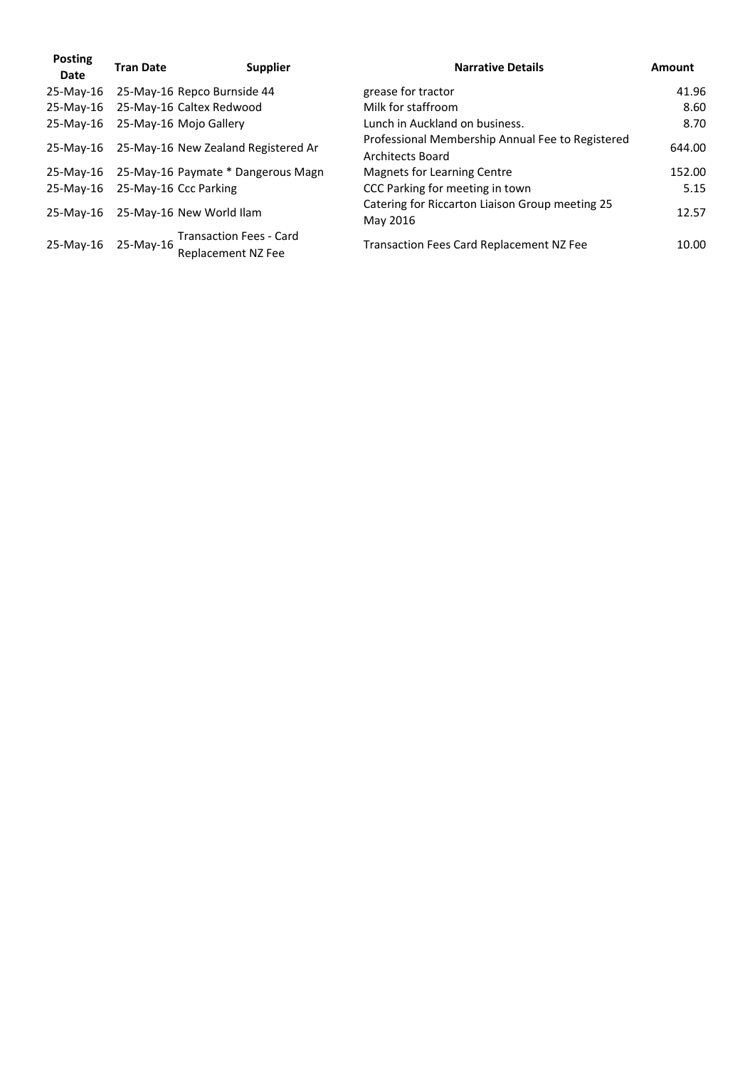| Posting Date | Tran Date | Supplier | Narrative Details | Amount |
|---|---|---|---|---|
| 25-May-16 | 25-May-16 | Repco Burnside 44 | grease for tractor | 41.96 |
| 25-May-16 | 25-May-16 | Caltex Redwood | Milk for staffroom | 8.60 |
| 25-May-16 | 25-May-16 | Mojo Gallery | Lunch in Auckland on business. | 8.70 |
| 25-May-16 | 25-May-16 | New Zealand Registered Ar | Professional Membership Annual Fee to Registered Architects Board | 644.00 |
| 25-May-16 | 25-May-16 | Paymate * Dangerous Magn | Magnets for Learning Centre | 152.00 |
| 25-May-16 | 25-May-16 | Ccc Parking | CCC Parking for meeting in town | 5.15 |
| 25-May-16 | 25-May-16 | New World Ilam | Catering for Riccarton Liaison Group meeting 25 May 2016 | 12.57 |
| 25-May-16 | 25-May-16 | Transaction Fees - Card Replacement NZ Fee | Transaction Fees Card Replacement NZ Fee | 10.00 |